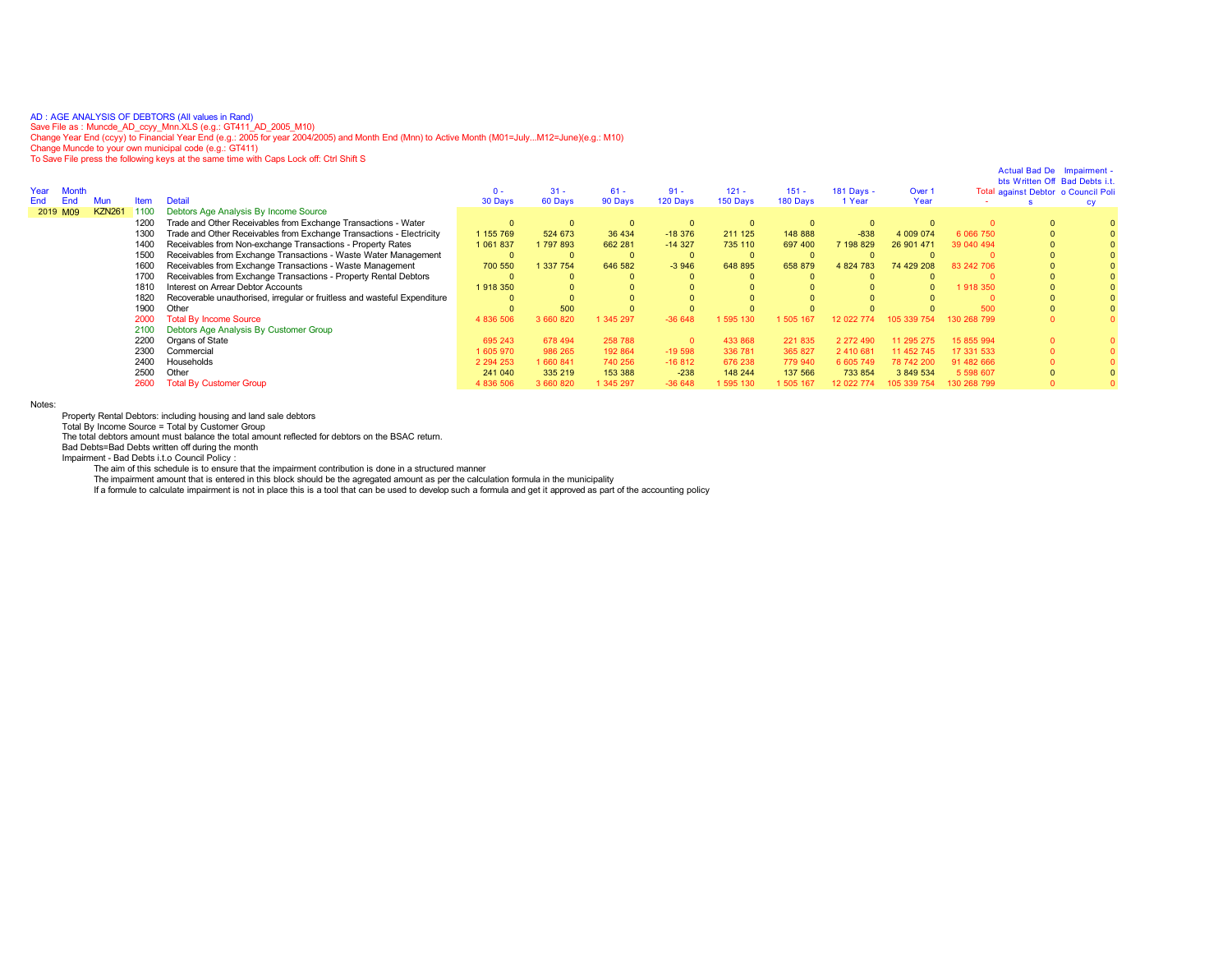AD : AGE ANALYSIS OF DEBTORS (All values in Rand)
Save File as : Muncde_AD_ccyy_Mnn.XLS (e.g.: GT411_AD_2005_M10)
Change Year End (ccyy) to Financial Year End (e.g.: 2005 for year 2004/2005) and Month End (Mnn) to Active Month (M01=July...M12=June)(e.g.: M10)
Change Muncde to your own municipal code (e.g.: GT411)
To Save File press the following keys at the same time with Caps Lock off: Ctrl Shift S

| Year End | Month End | Mun | Item | Detail | 0 - 30 Days | 31 - 60 Days | 61 - 90 Days | 91 - 120 Days | 121 - 150 Days | 151 - 180 Days | 181 Days - 1 Year | Over 1 Year | Total - | Actual Bad Debts Written Off against Debtors | Impairment - Bad Debts i.t.o Council Policy |
|---|---|---|---|---|---|---|---|---|---|---|---|---|---|---|---|
| 2019 | M09 | KZN261 | 1100 | Debtors Age Analysis By Income Source | | | | | | | | | | | |
| | | | 1200 | Trade and Other Receivables from Exchange Transactions - Water | 0 | 0 | 0 | 0 | 0 | 0 | 0 | 0 | 0 | 0 | 0 |
| | | | 1300 | Trade and Other Receivables from Exchange Transactions - Electricity | 1 155 769 | 524 673 | 36 434 | -18 376 | 211 125 | 148 888 | -838 | 4 009 074 | 6 066 750 | 0 | 0 |
| | | | 1400 | Receivables from Non-exchange Transactions - Property Rates | 1 061 837 | 1 797 893 | 662 281 | -14 327 | 735 110 | 697 400 | 7 198 829 | 26 901 471 | 39 040 494 | 0 | 0 |
| | | | 1500 | Receivables from Exchange Transactions - Waste Water Management | 0 | 0 | 0 | 0 | 0 | 0 | 0 | 0 | 0 | 0 | 0 |
| | | | 1600 | Receivables from Exchange Transactions - Waste Management | 700 550 | 1 337 754 | 646 582 | -3 946 | 648 895 | 658 879 | 4 824 783 | 74 429 208 | 83 242 706 | 0 | 0 |
| | | | 1700 | Receivables from Exchange Transactions - Property Rental Debtors | 0 | 0 | 0 | 0 | 0 | 0 | 0 | 0 | 0 | 0 | 0 |
| | | | 1810 | Interest on Arrear Debtor Accounts | 1 918 350 | 0 | 0 | 0 | 0 | 0 | 0 | 0 | 1 918 350 | 0 | 0 |
| | | | 1820 | Recoverable unauthorised, irregular or fruitless and wasteful Expenditure | 0 | 0 | 0 | 0 | 0 | 0 | 0 | 0 | 0 | 0 | 0 |
| | | | 1900 | Other | 0 | 500 | 0 | 0 | 0 | 0 | 0 | 0 | 500 | 0 | 0 |
| | | | 2000 | Total By Income Source | 4 836 506 | 3 660 820 | 1 345 297 | -36 648 | 1 595 130 | 1 505 167 | 12 022 774 | 105 339 754 | 130 268 799 | 0 | 0 |
| | | | 2100 | Debtors Age Analysis By Customer Group | | | | | | | | | | | |
| | | | 2200 | Organs of State | 695 243 | 678 494 | 258 788 | 0 | 433 868 | 221 835 | 2 272 490 | 11 295 275 | 15 855 994 | 0 | 0 |
| | | | 2300 | Commercial | 1 605 970 | 986 265 | 192 864 | -19 598 | 336 781 | 365 827 | 2 410 681 | 11 452 745 | 17 331 533 | 0 | 0 |
| | | | 2400 | Households | 2 294 253 | 1 660 841 | 740 256 | -16 812 | 676 238 | 779 940 | 6 605 749 | 78 742 200 | 91 482 666 | 0 | 0 |
| | | | 2500 | Other | 241 040 | 335 219 | 153 388 | -238 | 148 244 | 137 566 | 733 854 | 3 849 534 | 5 598 607 | 0 | 0 |
| | | | 2600 | Total By Customer Group | 4 836 506 | 3 660 820 | 1 345 297 | -36 648 | 1 595 130 | 1 505 167 | 12 022 774 | 105 339 754 | 130 268 799 | 0 | 0 |

Notes:

- Property Rental Debtors: including housing and land sale debtors
- Total By Income Source = Total by Customer Group
- The total debtors amount must balance the total amount reflected for debtors on the BSAC return.
- Bad Debts=Bad Debts written off during the month
- Impairment - Bad Debts i.t.o Council Policy :
  - The aim of this schedule is to ensure that the impairment contribution is done in a structured manner
  - The impairment amount that is entered in this block should be the agregated amount as per the calculation formula in the municipality
  - If a formule to calculate impairment is not in place this is a tool that can be used to develop such a formula and get it approved as part of the accounting policy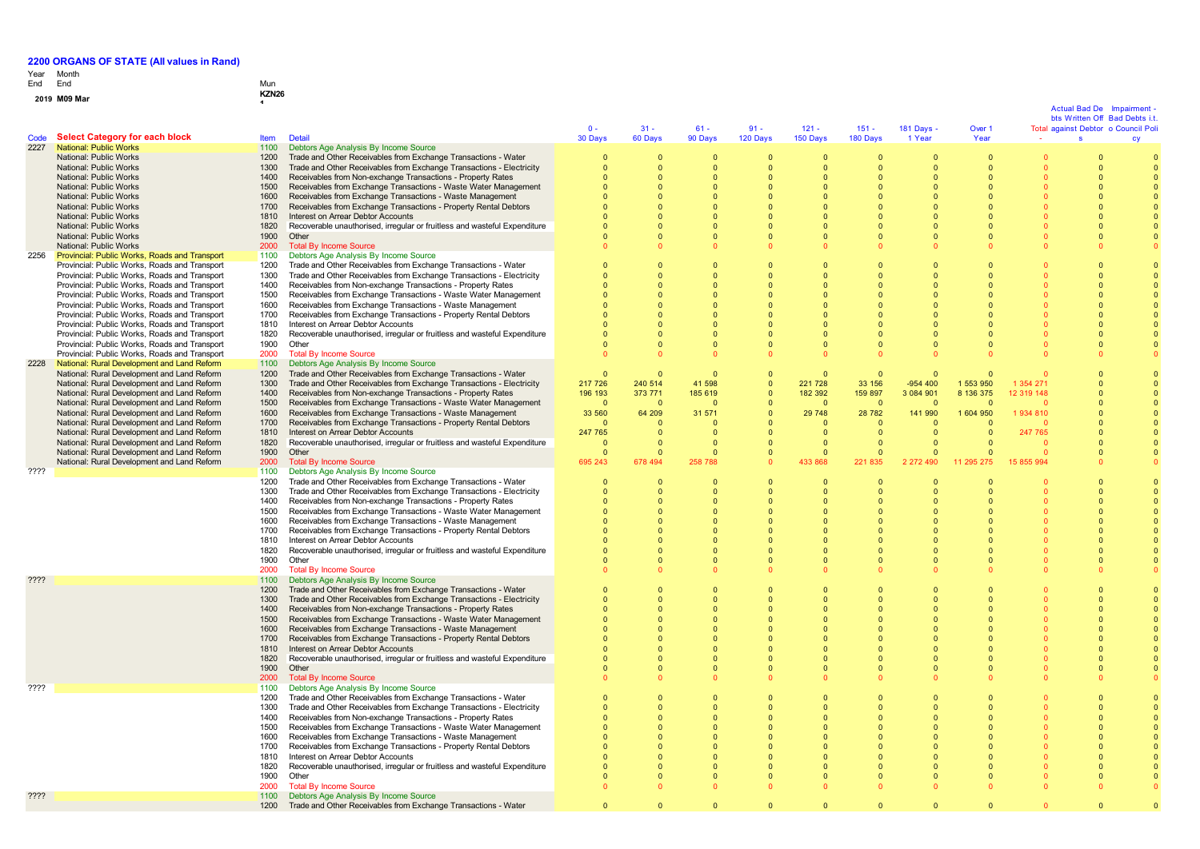## 2200 ORGANS OF STATE (All values in Rand)

Year Month
End End
2019 M09 Mar

Mun
KZN26

| Code | Select Category for each block | Item | Detail | 0 - 30 Days | 31 - 60 Days | 61 - 90 Days | 91 - 120 Days | 121 - 150 Days | 151 - 180 Days | 181 Days - 1 Year | Over 1 Year | Total | Actual Bad Debts Written Off against Debtors | Impairment - Bad Debts i.t.o Council Policy |
|---|---|---|---|---|---|---|---|---|---|---|---|---|---|---|
| 2227 | National: Public Works | 1100 | Debtors Age Analysis By Income Source | | | | | | | | | | | |
| | National: Public Works | 1200 | Trade and Other Receivables from Exchange Transactions - Water | 0 | 0 | 0 | 0 | 0 | 0 | 0 | 0 | 0 | 0 | 0 |
| | National: Public Works | 1300 | Trade and Other Receivables from Exchange Transactions - Electricity | 0 | 0 | 0 | 0 | 0 | 0 | 0 | 0 | 0 | 0 | 0 |
| | National: Public Works | 1400 | Receivables from Non-exchange Transactions - Property Rates | 0 | 0 | 0 | 0 | 0 | 0 | 0 | 0 | 0 | 0 | 0 |
| | National: Public Works | 1500 | Receivables from Exchange Transactions - Waste Water Management | 0 | 0 | 0 | 0 | 0 | 0 | 0 | 0 | 0 | 0 | 0 |
| | National: Public Works | 1600 | Receivables from Exchange Transactions - Waste Management | 0 | 0 | 0 | 0 | 0 | 0 | 0 | 0 | 0 | 0 | 0 |
| | National: Public Works | 1700 | Receivables from Exchange Transactions - Property Rental Debtors | 0 | 0 | 0 | 0 | 0 | 0 | 0 | 0 | 0 | 0 | 0 |
| | National: Public Works | 1810 | Interest on Arrear Debtor Accounts | 0 | 0 | 0 | 0 | 0 | 0 | 0 | 0 | 0 | 0 | 0 |
| | National: Public Works | 1820 | Recoverable unauthorised, irregular or fruitless and wasteful Expenditure | 0 | 0 | 0 | 0 | 0 | 0 | 0 | 0 | 0 | 0 | 0 |
| | National: Public Works | 1900 | Other | 0 | 0 | 0 | 0 | 0 | 0 | 0 | 0 | 0 | 0 | 0 |
| | National: Public Works | 2000 | Total By Income Source | 0 | 0 | 0 | 0 | 0 | 0 | 0 | 0 | 0 | 0 | 0 |
| 2256 | Provincial: Public Works, Roads and Transport | 1100 | Debtors Age Analysis By Income Source | | | | | | | | | | | |
| | Provincial: Public Works, Roads and Transport | 1200 | Trade and Other Receivables from Exchange Transactions - Water | 0 | 0 | 0 | 0 | 0 | 0 | 0 | 0 | 0 | 0 | 0 |
| | Provincial: Public Works, Roads and Transport | 1300 | Trade and Other Receivables from Exchange Transactions - Electricity | 0 | 0 | 0 | 0 | 0 | 0 | 0 | 0 | 0 | 0 | 0 |
| | Provincial: Public Works, Roads and Transport | 1400 | Receivables from Non-exchange Transactions - Property Rates | 0 | 0 | 0 | 0 | 0 | 0 | 0 | 0 | 0 | 0 | 0 |
| | Provincial: Public Works, Roads and Transport | 1500 | Receivables from Exchange Transactions - Waste Water Management | 0 | 0 | 0 | 0 | 0 | 0 | 0 | 0 | 0 | 0 | 0 |
| | Provincial: Public Works, Roads and Transport | 1600 | Receivables from Exchange Transactions - Waste Management | 0 | 0 | 0 | 0 | 0 | 0 | 0 | 0 | 0 | 0 | 0 |
| | Provincial: Public Works, Roads and Transport | 1700 | Receivables from Exchange Transactions - Property Rental Debtors | 0 | 0 | 0 | 0 | 0 | 0 | 0 | 0 | 0 | 0 | 0 |
| | Provincial: Public Works, Roads and Transport | 1810 | Interest on Arrear Debtor Accounts | 0 | 0 | 0 | 0 | 0 | 0 | 0 | 0 | 0 | 0 | 0 |
| | Provincial: Public Works, Roads and Transport | 1820 | Recoverable unauthorised, irregular or fruitless and wasteful Expenditure | 0 | 0 | 0 | 0 | 0 | 0 | 0 | 0 | 0 | 0 | 0 |
| | Provincial: Public Works, Roads and Transport | 1900 | Other | 0 | 0 | 0 | 0 | 0 | 0 | 0 | 0 | 0 | 0 | 0 |
| | Provincial: Public Works, Roads and Transport | 2000 | Total By Income Source | 0 | 0 | 0 | 0 | 0 | 0 | 0 | 0 | 0 | 0 | 0 |
| 2228 | National: Rural Development and Land Reform | 1100 | Debtors Age Analysis By Income Source | | | | | | | | | | | |
| | National: Rural Development and Land Reform | 1200 | Trade and Other Receivables from Exchange Transactions - Water | 0 | 0 | 0 | 0 | 0 | 0 | 0 | 0 | 0 | 0 | 0 |
| | National: Rural Development and Land Reform | 1300 | Trade and Other Receivables from Exchange Transactions - Electricity | 217 726 | 240 514 | 41 598 | 0 | 221 728 | 33 156 | -954 400 | 1 553 950 | 1 354 271 | 0 | 0 |
| | National: Rural Development and Land Reform | 1400 | Receivables from Non-exchange Transactions - Property Rates | 196 193 | 373 771 | 185 619 | 0 | 182 392 | 159 897 | 3 084 901 | 8 136 375 | 12 319 148 | 0 | 0 |
| | National: Rural Development and Land Reform | 1500 | Receivables from Exchange Transactions - Waste Water Management | 0 | 0 | 0 | 0 | 0 | 0 | 0 | 0 | 0 | 0 | 0 |
| | National: Rural Development and Land Reform | 1600 | Receivables from Exchange Transactions - Waste Management | 33 560 | 64 209 | 31 571 | 0 | 29 748 | 28 782 | 141 990 | 1 604 950 | 1 934 810 | 0 | 0 |
| | National: Rural Development and Land Reform | 1700 | Receivables from Exchange Transactions - Property Rental Debtors | 0 | 0 | 0 | 0 | 0 | 0 | 0 | 0 | 0 | 0 | 0 |
| | National: Rural Development and Land Reform | 1810 | Interest on Arrear Debtor Accounts | 247 765 | 0 | 0 | 0 | 0 | 0 | 0 | 0 | 247 765 | 0 | 0 |
| | National: Rural Development and Land Reform | 1820 | Recoverable unauthorised, irregular or fruitless and wasteful Expenditure | 0 | 0 | 0 | 0 | 0 | 0 | 0 | 0 | 0 | 0 | 0 |
| | National: Rural Development and Land Reform | 1900 | Other | 0 | 0 | 0 | 0 | 0 | 0 | 0 | 0 | 0 | 0 | 0 |
| | National: Rural Development and Land Reform | 2000 | Total By Income Source | 695 243 | 678 494 | 258 788 | 0 | 433 868 | 221 835 | 2 272 490 | 11 295 275 | 15 855 994 | 0 | 0 |
| ???? | | 1100 | Debtors Age Analysis By Income Source | | | | | | | | | | | |
| | | 1200 | Trade and Other Receivables from Exchange Transactions - Water | 0 | 0 | 0 | 0 | 0 | 0 | 0 | 0 | 0 | 0 | 0 |
| | | 1300 | Trade and Other Receivables from Exchange Transactions - Electricity | 0 | 0 | 0 | 0 | 0 | 0 | 0 | 0 | 0 | 0 | 0 |
| | | 1400 | Receivables from Non-exchange Transactions - Property Rates | 0 | 0 | 0 | 0 | 0 | 0 | 0 | 0 | 0 | 0 | 0 |
| | | 1500 | Receivables from Exchange Transactions - Waste Water Management | 0 | 0 | 0 | 0 | 0 | 0 | 0 | 0 | 0 | 0 | 0 |
| | | 1600 | Receivables from Exchange Transactions - Waste Management | 0 | 0 | 0 | 0 | 0 | 0 | 0 | 0 | 0 | 0 | 0 |
| | | 1700 | Receivables from Exchange Transactions - Property Rental Debtors | 0 | 0 | 0 | 0 | 0 | 0 | 0 | 0 | 0 | 0 | 0 |
| | | 1810 | Interest on Arrear Debtor Accounts | 0 | 0 | 0 | 0 | 0 | 0 | 0 | 0 | 0 | 0 | 0 |
| | | 1820 | Recoverable unauthorised, irregular or fruitless and wasteful Expenditure | 0 | 0 | 0 | 0 | 0 | 0 | 0 | 0 | 0 | 0 | 0 |
| | | 1900 | Other | 0 | 0 | 0 | 0 | 0 | 0 | 0 | 0 | 0 | 0 | 0 |
| | | 2000 | Total By Income Source | 0 | 0 | 0 | 0 | 0 | 0 | 0 | 0 | 0 | 0 | 0 |
| ???? | | 1100 | Debtors Age Analysis By Income Source | | | | | | | | | | | |
| | | 1200 | Trade and Other Receivables from Exchange Transactions - Water | 0 | 0 | 0 | 0 | 0 | 0 | 0 | 0 | 0 | 0 | 0 |
| | | 1300 | Trade and Other Receivables from Exchange Transactions - Electricity | 0 | 0 | 0 | 0 | 0 | 0 | 0 | 0 | 0 | 0 | 0 |
| | | 1400 | Receivables from Non-exchange Transactions - Property Rates | 0 | 0 | 0 | 0 | 0 | 0 | 0 | 0 | 0 | 0 | 0 |
| | | 1500 | Receivables from Exchange Transactions - Waste Water Management | 0 | 0 | 0 | 0 | 0 | 0 | 0 | 0 | 0 | 0 | 0 |
| | | 1600 | Receivables from Exchange Transactions - Waste Management | 0 | 0 | 0 | 0 | 0 | 0 | 0 | 0 | 0 | 0 | 0 |
| | | 1700 | Receivables from Exchange Transactions - Property Rental Debtors | 0 | 0 | 0 | 0 | 0 | 0 | 0 | 0 | 0 | 0 | 0 |
| | | 1810 | Interest on Arrear Debtor Accounts | 0 | 0 | 0 | 0 | 0 | 0 | 0 | 0 | 0 | 0 | 0 |
| | | 1820 | Recoverable unauthorised, irregular or fruitless and wasteful Expenditure | 0 | 0 | 0 | 0 | 0 | 0 | 0 | 0 | 0 | 0 | 0 |
| | | 1900 | Other | 0 | 0 | 0 | 0 | 0 | 0 | 0 | 0 | 0 | 0 | 0 |
| | | 2000 | Total By Income Source | 0 | 0 | 0 | 0 | 0 | 0 | 0 | 0 | 0 | 0 | 0 |
| ???? | | 1100 | Debtors Age Analysis By Income Source | | | | | | | | | | | |
| | | 1200 | Trade and Other Receivables from Exchange Transactions - Water | 0 | 0 | 0 | 0 | 0 | 0 | 0 | 0 | 0 | 0 | 0 |
| | | 1300 | Trade and Other Receivables from Exchange Transactions - Electricity | 0 | 0 | 0 | 0 | 0 | 0 | 0 | 0 | 0 | 0 | 0 |
| | | 1400 | Receivables from Non-exchange Transactions - Property Rates | 0 | 0 | 0 | 0 | 0 | 0 | 0 | 0 | 0 | 0 | 0 |
| | | 1500 | Receivables from Exchange Transactions - Waste Water Management | 0 | 0 | 0 | 0 | 0 | 0 | 0 | 0 | 0 | 0 | 0 |
| | | 1600 | Receivables from Exchange Transactions - Waste Management | 0 | 0 | 0 | 0 | 0 | 0 | 0 | 0 | 0 | 0 | 0 |
| | | 1700 | Receivables from Exchange Transactions - Property Rental Debtors | 0 | 0 | 0 | 0 | 0 | 0 | 0 | 0 | 0 | 0 | 0 |
| | | 1810 | Interest on Arrear Debtor Accounts | 0 | 0 | 0 | 0 | 0 | 0 | 0 | 0 | 0 | 0 | 0 |
| | | 1820 | Recoverable unauthorised, irregular or fruitless and wasteful Expenditure | 0 | 0 | 0 | 0 | 0 | 0 | 0 | 0 | 0 | 0 | 0 |
| | | 1900 | Other | 0 | 0 | 0 | 0 | 0 | 0 | 0 | 0 | 0 | 0 | 0 |
| | | 2000 | Total By Income Source | 0 | 0 | 0 | 0 | 0 | 0 | 0 | 0 | 0 | 0 | 0 |
| ???? | | 1100 | Debtors Age Analysis By Income Source | | | | | | | | | | | |
| | | 1200 | Trade and Other Receivables from Exchange Transactions - Water | 0 | 0 | 0 | 0 | 0 | 0 | 0 | 0 | 0 | 0 | 0 |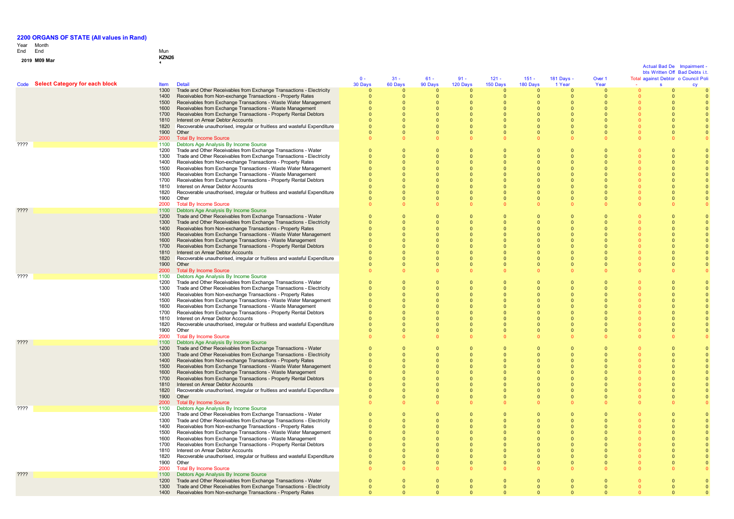## 2200 ORGANS OF STATE (All values in Rand)

| Year End | Month End | Mun |
|---|---|---|
| 2019 | M09 Mar | KZN26 |

| Code | Select Category for each block | Item | Detail | 0 - 30 Days | 31 - 60 Days | 61 - 90 Days | 91 - 120 Days | 121 - 150 Days | 151 - 180 Days | 181 Days - 1 Year | Over 1 Year | Total | Actual Bad Debts Written Off against Debtors | Impairment - Bad Debts i.t.o Council Policy |
|---|---|---|---|---|---|---|---|---|---|---|---|---|---|---|
| | | 1300 | Trade and Other Receivables from Exchange Transactions - Electricity | 0 | 0 | 0 | 0 | 0 | 0 | 0 | 0 | 0 | 0 | 0 |
| | | 1400 | Receivables from Non-exchange Transactions - Property Rates | 0 | 0 | 0 | 0 | 0 | 0 | 0 | 0 | 0 | 0 | 0 |
| | | 1500 | Receivables from Exchange Transactions - Waste Water Management | 0 | 0 | 0 | 0 | 0 | 0 | 0 | 0 | 0 | 0 | 0 |
| | | 1600 | Receivables from Exchange Transactions - Waste Management | 0 | 0 | 0 | 0 | 0 | 0 | 0 | 0 | 0 | 0 | 0 |
| | | 1700 | Receivables from Exchange Transactions - Property Rental Debtors | 0 | 0 | 0 | 0 | 0 | 0 | 0 | 0 | 0 | 0 | 0 |
| | | 1810 | Interest on Arrear Debtor Accounts | 0 | 0 | 0 | 0 | 0 | 0 | 0 | 0 | 0 | 0 | 0 |
| | | 1820 | Recoverable unauthorised, irregular or fruitless and wasteful Expenditure | 0 | 0 | 0 | 0 | 0 | 0 | 0 | 0 | 0 | 0 | 0 |
| | | 1900 | Other | 0 | 0 | 0 | 0 | 0 | 0 | 0 | 0 | 0 | 0 | 0 |
| | | 2000 | Total By Income Source | 0 | 0 | 0 | 0 | 0 | 0 | 0 | 0 | 0 | 0 | 0 |
| ???? | | 1100 | Debtors Age Analysis By Income Source | | | | | | | | | | | |
| | | 1200 | Trade and Other Receivables from Exchange Transactions - Water | 0 | 0 | 0 | 0 | 0 | 0 | 0 | 0 | 0 | 0 | 0 |
| | | 1300 | Trade and Other Receivables from Exchange Transactions - Electricity | 0 | 0 | 0 | 0 | 0 | 0 | 0 | 0 | 0 | 0 | 0 |
| | | 1400 | Receivables from Non-exchange Transactions - Property Rates | 0 | 0 | 0 | 0 | 0 | 0 | 0 | 0 | 0 | 0 | 0 |
| | | 1500 | Receivables from Exchange Transactions - Waste Water Management | 0 | 0 | 0 | 0 | 0 | 0 | 0 | 0 | 0 | 0 | 0 |
| | | 1600 | Receivables from Exchange Transactions - Waste Management | 0 | 0 | 0 | 0 | 0 | 0 | 0 | 0 | 0 | 0 | 0 |
| | | 1700 | Receivables from Exchange Transactions - Property Rental Debtors | 0 | 0 | 0 | 0 | 0 | 0 | 0 | 0 | 0 | 0 | 0 |
| | | 1810 | Interest on Arrear Debtor Accounts | 0 | 0 | 0 | 0 | 0 | 0 | 0 | 0 | 0 | 0 | 0 |
| | | 1820 | Recoverable unauthorised, irregular or fruitless and wasteful Expenditure | 0 | 0 | 0 | 0 | 0 | 0 | 0 | 0 | 0 | 0 | 0 |
| | | 1900 | Other | 0 | 0 | 0 | 0 | 0 | 0 | 0 | 0 | 0 | 0 | 0 |
| | | 2000 | Total By Income Source | 0 | 0 | 0 | 0 | 0 | 0 | 0 | 0 | 0 | 0 | 0 |
| ???? | | 1100 | Debtors Age Analysis By Income Source | | | | | | | | | | | |
| | | 1200 | Trade and Other Receivables from Exchange Transactions - Water | 0 | 0 | 0 | 0 | 0 | 0 | 0 | 0 | 0 | 0 | 0 |
| | | 1300 | Trade and Other Receivables from Exchange Transactions - Electricity | 0 | 0 | 0 | 0 | 0 | 0 | 0 | 0 | 0 | 0 | 0 |
| | | 1400 | Receivables from Non-exchange Transactions - Property Rates | 0 | 0 | 0 | 0 | 0 | 0 | 0 | 0 | 0 | 0 | 0 |
| | | 1500 | Receivables from Exchange Transactions - Waste Water Management | 0 | 0 | 0 | 0 | 0 | 0 | 0 | 0 | 0 | 0 | 0 |
| | | 1600 | Receivables from Exchange Transactions - Waste Management | 0 | 0 | 0 | 0 | 0 | 0 | 0 | 0 | 0 | 0 | 0 |
| | | 1700 | Receivables from Exchange Transactions - Property Rental Debtors | 0 | 0 | 0 | 0 | 0 | 0 | 0 | 0 | 0 | 0 | 0 |
| | | 1810 | Interest on Arrear Debtor Accounts | 0 | 0 | 0 | 0 | 0 | 0 | 0 | 0 | 0 | 0 | 0 |
| | | 1820 | Recoverable unauthorised, irregular or fruitless and wasteful Expenditure | 0 | 0 | 0 | 0 | 0 | 0 | 0 | 0 | 0 | 0 | 0 |
| | | 1900 | Other | 0 | 0 | 0 | 0 | 0 | 0 | 0 | 0 | 0 | 0 | 0 |
| | | 2000 | Total By Income Source | 0 | 0 | 0 | 0 | 0 | 0 | 0 | 0 | 0 | 0 | 0 |
| ???? | | 1100 | Debtors Age Analysis By Income Source | | | | | | | | | | | |
| | | 1200 | Trade and Other Receivables from Exchange Transactions - Water | 0 | 0 | 0 | 0 | 0 | 0 | 0 | 0 | 0 | 0 | 0 |
| | | 1300 | Trade and Other Receivables from Exchange Transactions - Electricity | 0 | 0 | 0 | 0 | 0 | 0 | 0 | 0 | 0 | 0 | 0 |
| | | 1400 | Receivables from Non-exchange Transactions - Property Rates | 0 | 0 | 0 | 0 | 0 | 0 | 0 | 0 | 0 | 0 | 0 |
| | | 1500 | Receivables from Exchange Transactions - Waste Water Management | 0 | 0 | 0 | 0 | 0 | 0 | 0 | 0 | 0 | 0 | 0 |
| | | 1600 | Receivables from Exchange Transactions - Waste Management | 0 | 0 | 0 | 0 | 0 | 0 | 0 | 0 | 0 | 0 | 0 |
| | | 1700 | Receivables from Exchange Transactions - Property Rental Debtors | 0 | 0 | 0 | 0 | 0 | 0 | 0 | 0 | 0 | 0 | 0 |
| | | 1810 | Interest on Arrear Debtor Accounts | 0 | 0 | 0 | 0 | 0 | 0 | 0 | 0 | 0 | 0 | 0 |
| | | 1820 | Recoverable unauthorised, irregular or fruitless and wasteful Expenditure | 0 | 0 | 0 | 0 | 0 | 0 | 0 | 0 | 0 | 0 | 0 |
| | | 1900 | Other | 0 | 0 | 0 | 0 | 0 | 0 | 0 | 0 | 0 | 0 | 0 |
| | | 2000 | Total By Income Source | 0 | 0 | 0 | 0 | 0 | 0 | 0 | 0 | 0 | 0 | 0 |
| ???? | | 1100 | Debtors Age Analysis By Income Source | | | | | | | | | | | |
| | | 1200 | Trade and Other Receivables from Exchange Transactions - Water | 0 | 0 | 0 | 0 | 0 | 0 | 0 | 0 | 0 | 0 | 0 |
| | | 1300 | Trade and Other Receivables from Exchange Transactions - Electricity | 0 | 0 | 0 | 0 | 0 | 0 | 0 | 0 | 0 | 0 | 0 |
| | | 1400 | Receivables from Non-exchange Transactions - Property Rates | 0 | 0 | 0 | 0 | 0 | 0 | 0 | 0 | 0 | 0 | 0 |
| | | 1500 | Receivables from Exchange Transactions - Waste Water Management | 0 | 0 | 0 | 0 | 0 | 0 | 0 | 0 | 0 | 0 | 0 |
| | | 1600 | Receivables from Exchange Transactions - Waste Management | 0 | 0 | 0 | 0 | 0 | 0 | 0 | 0 | 0 | 0 | 0 |
| | | 1700 | Receivables from Exchange Transactions - Property Rental Debtors | 0 | 0 | 0 | 0 | 0 | 0 | 0 | 0 | 0 | 0 | 0 |
| | | 1810 | Interest on Arrear Debtor Accounts | 0 | 0 | 0 | 0 | 0 | 0 | 0 | 0 | 0 | 0 | 0 |
| | | 1820 | Recoverable unauthorised, irregular or fruitless and wasteful Expenditure | 0 | 0 | 0 | 0 | 0 | 0 | 0 | 0 | 0 | 0 | 0 |
| | | 1900 | Other | 0 | 0 | 0 | 0 | 0 | 0 | 0 | 0 | 0 | 0 | 0 |
| | | 2000 | Total By Income Source | 0 | 0 | 0 | 0 | 0 | 0 | 0 | 0 | 0 | 0 | 0 |
| ???? | | 1100 | Debtors Age Analysis By Income Source | | | | | | | | | | | |
| | | 1200 | Trade and Other Receivables from Exchange Transactions - Water | 0 | 0 | 0 | 0 | 0 | 0 | 0 | 0 | 0 | 0 | 0 |
| | | 1300 | Trade and Other Receivables from Exchange Transactions - Electricity | 0 | 0 | 0 | 0 | 0 | 0 | 0 | 0 | 0 | 0 | 0 |
| | | 1400 | Receivables from Non-exchange Transactions - Property Rates | 0 | 0 | 0 | 0 | 0 | 0 | 0 | 0 | 0 | 0 | 0 |
| | | 1500 | Receivables from Exchange Transactions - Waste Water Management | 0 | 0 | 0 | 0 | 0 | 0 | 0 | 0 | 0 | 0 | 0 |
| | | 1600 | Receivables from Exchange Transactions - Waste Management | 0 | 0 | 0 | 0 | 0 | 0 | 0 | 0 | 0 | 0 | 0 |
| | | 1700 | Receivables from Exchange Transactions - Property Rental Debtors | 0 | 0 | 0 | 0 | 0 | 0 | 0 | 0 | 0 | 0 | 0 |
| | | 1810 | Interest on Arrear Debtor Accounts | 0 | 0 | 0 | 0 | 0 | 0 | 0 | 0 | 0 | 0 | 0 |
| | | 1820 | Recoverable unauthorised, irregular or fruitless and wasteful Expenditure | 0 | 0 | 0 | 0 | 0 | 0 | 0 | 0 | 0 | 0 | 0 |
| | | 1900 | Other | 0 | 0 | 0 | 0 | 0 | 0 | 0 | 0 | 0 | 0 | 0 |
| | | 2000 | Total By Income Source | 0 | 0 | 0 | 0 | 0 | 0 | 0 | 0 | 0 | 0 | 0 |
| ???? | | 1100 | Debtors Age Analysis By Income Source | | | | | | | | | | | |
| | | 1200 | Trade and Other Receivables from Exchange Transactions - Water | 0 | 0 | 0 | 0 | 0 | 0 | 0 | 0 | 0 | 0 | 0 |
| | | 1300 | Trade and Other Receivables from Exchange Transactions - Electricity | 0 | 0 | 0 | 0 | 0 | 0 | 0 | 0 | 0 | 0 | 0 |
| | | 1400 | Receivables from Non-exchange Transactions - Property Rates | 0 | 0 | 0 | 0 | 0 | 0 | 0 | 0 | 0 | 0 | 0 |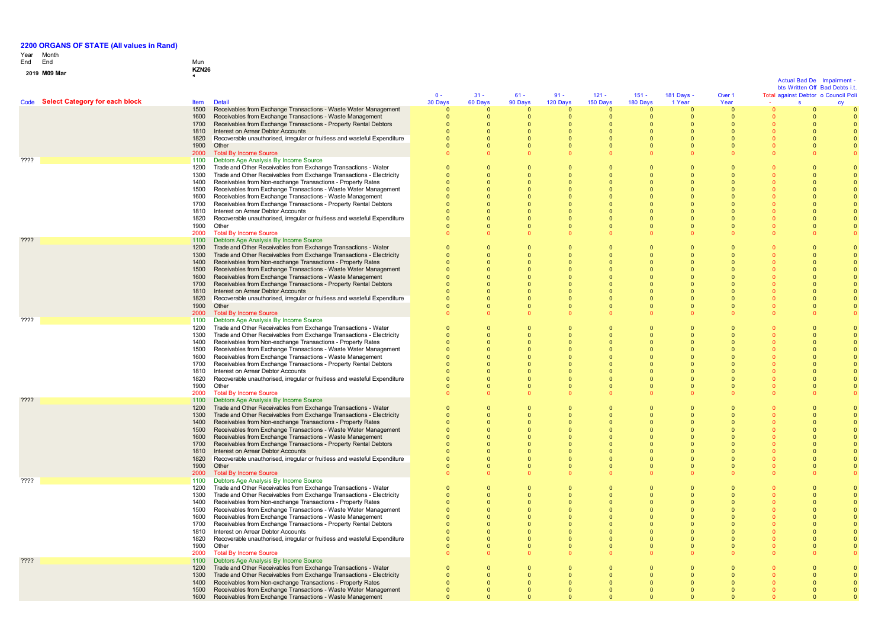## 2200 ORGANS OF STATE (All values in Rand)

| Year End | Month End | Mun |
|---|---|---|
| 2019 | M09 Mar | KZN26 |

| Code | Select Category for each block | Item | Detail | 0 - 30 Days | 31 - 60 Days | 61 - 90 Days | 91 - 120 Days | 121 - 150 Days | 151 - 180 Days | 181 Days - 1 Year | Over 1 Year | Total | Actual Bad Debts Written Off against Debtors | Impairment - Bad Debts i.t.o Council Policy |
|---|---|---|---|---|---|---|---|---|---|---|---|---|---|---|
| | | 1500 | Receivables from Exchange Transactions - Waste Water Management | 0 | 0 | 0 | 0 | 0 | 0 | 0 | 0 | 0 | 0 | 0 |
| | | 1600 | Receivables from Exchange Transactions - Waste Management | 0 | 0 | 0 | 0 | 0 | 0 | 0 | 0 | 0 | 0 | 0 |
| | | 1700 | Receivables from Exchange Transactions - Property Rental Debtors | 0 | 0 | 0 | 0 | 0 | 0 | 0 | 0 | 0 | 0 | 0 |
| | | 1810 | Interest on Arrear Debtor Accounts | 0 | 0 | 0 | 0 | 0 | 0 | 0 | 0 | 0 | 0 | 0 |
| | | 1820 | Recoverable unauthorised, irregular or fruitless and wasteful Expenditure | 0 | 0 | 0 | 0 | 0 | 0 | 0 | 0 | 0 | 0 | 0 |
| | | 1900 | Other | 0 | 0 | 0 | 0 | 0 | 0 | 0 | 0 | 0 | 0 | 0 |
| | | 2000 | Total By Income Source | 0 | 0 | 0 | 0 | 0 | 0 | 0 | 0 | 0 | 0 | 0 |
| ???? | | 1100 | Debtors Age Analysis By Income Source | | | | | | | | | | | |
| | | 1200 | Trade and Other Receivables from Exchange Transactions - Water | 0 | 0 | 0 | 0 | 0 | 0 | 0 | 0 | 0 | 0 | 0 |
| | | 1300 | Trade and Other Receivables from Exchange Transactions - Electricity | 0 | 0 | 0 | 0 | 0 | 0 | 0 | 0 | 0 | 0 | 0 |
| | | 1400 | Receivables from Non-exchange Transactions - Property Rates | 0 | 0 | 0 | 0 | 0 | 0 | 0 | 0 | 0 | 0 | 0 |
| | | 1500 | Receivables from Exchange Transactions - Waste Water Management | 0 | 0 | 0 | 0 | 0 | 0 | 0 | 0 | 0 | 0 | 0 |
| | | 1600 | Receivables from Exchange Transactions - Waste Management | 0 | 0 | 0 | 0 | 0 | 0 | 0 | 0 | 0 | 0 | 0 |
| | | 1700 | Receivables from Exchange Transactions - Property Rental Debtors | 0 | 0 | 0 | 0 | 0 | 0 | 0 | 0 | 0 | 0 | 0 |
| | | 1810 | Interest on Arrear Debtor Accounts | 0 | 0 | 0 | 0 | 0 | 0 | 0 | 0 | 0 | 0 | 0 |
| | | 1820 | Recoverable unauthorised, irregular or fruitless and wasteful Expenditure | 0 | 0 | 0 | 0 | 0 | 0 | 0 | 0 | 0 | 0 | 0 |
| | | 1900 | Other | 0 | 0 | 0 | 0 | 0 | 0 | 0 | 0 | 0 | 0 | 0 |
| | | 2000 | Total By Income Source | 0 | 0 | 0 | 0 | 0 | 0 | 0 | 0 | 0 | 0 | 0 |
| ???? | | 1100 | Debtors Age Analysis By Income Source | | | | | | | | | | | |
| | | 1200 | Trade and Other Receivables from Exchange Transactions - Water | 0 | 0 | 0 | 0 | 0 | 0 | 0 | 0 | 0 | 0 | 0 |
| | | 1300 | Trade and Other Receivables from Exchange Transactions - Electricity | 0 | 0 | 0 | 0 | 0 | 0 | 0 | 0 | 0 | 0 | 0 |
| | | 1400 | Receivables from Non-exchange Transactions - Property Rates | 0 | 0 | 0 | 0 | 0 | 0 | 0 | 0 | 0 | 0 | 0 |
| | | 1500 | Receivables from Exchange Transactions - Waste Water Management | 0 | 0 | 0 | 0 | 0 | 0 | 0 | 0 | 0 | 0 | 0 |
| | | 1600 | Receivables from Exchange Transactions - Waste Management | 0 | 0 | 0 | 0 | 0 | 0 | 0 | 0 | 0 | 0 | 0 |
| | | 1700 | Receivables from Exchange Transactions - Property Rental Debtors | 0 | 0 | 0 | 0 | 0 | 0 | 0 | 0 | 0 | 0 | 0 |
| | | 1810 | Interest on Arrear Debtor Accounts | 0 | 0 | 0 | 0 | 0 | 0 | 0 | 0 | 0 | 0 | 0 |
| | | 1820 | Recoverable unauthorised, irregular or fruitless and wasteful Expenditure | 0 | 0 | 0 | 0 | 0 | 0 | 0 | 0 | 0 | 0 | 0 |
| | | 1900 | Other | 0 | 0 | 0 | 0 | 0 | 0 | 0 | 0 | 0 | 0 | 0 |
| | | 2000 | Total By Income Source | 0 | 0 | 0 | 0 | 0 | 0 | 0 | 0 | 0 | 0 | 0 |
| ???? | | 1100 | Debtors Age Analysis By Income Source | | | | | | | | | | | |
| | | 1200 | Trade and Other Receivables from Exchange Transactions - Water | 0 | 0 | 0 | 0 | 0 | 0 | 0 | 0 | 0 | 0 | 0 |
| | | 1300 | Trade and Other Receivables from Exchange Transactions - Electricity | 0 | 0 | 0 | 0 | 0 | 0 | 0 | 0 | 0 | 0 | 0 |
| | | 1400 | Receivables from Non-exchange Transactions - Property Rates | 0 | 0 | 0 | 0 | 0 | 0 | 0 | 0 | 0 | 0 | 0 |
| | | 1500 | Receivables from Exchange Transactions - Waste Water Management | 0 | 0 | 0 | 0 | 0 | 0 | 0 | 0 | 0 | 0 | 0 |
| | | 1600 | Receivables from Exchange Transactions - Waste Management | 0 | 0 | 0 | 0 | 0 | 0 | 0 | 0 | 0 | 0 | 0 |
| | | 1700 | Receivables from Exchange Transactions - Property Rental Debtors | 0 | 0 | 0 | 0 | 0 | 0 | 0 | 0 | 0 | 0 | 0 |
| | | 1810 | Interest on Arrear Debtor Accounts | 0 | 0 | 0 | 0 | 0 | 0 | 0 | 0 | 0 | 0 | 0 |
| | | 1820 | Recoverable unauthorised, irregular or fruitless and wasteful Expenditure | 0 | 0 | 0 | 0 | 0 | 0 | 0 | 0 | 0 | 0 | 0 |
| | | 1900 | Other | 0 | 0 | 0 | 0 | 0 | 0 | 0 | 0 | 0 | 0 | 0 |
| | | 2000 | Total By Income Source | 0 | 0 | 0 | 0 | 0 | 0 | 0 | 0 | 0 | 0 | 0 |
| ???? | | 1100 | Debtors Age Analysis By Income Source | | | | | | | | | | | |
| | | 1200 | Trade and Other Receivables from Exchange Transactions - Water | 0 | 0 | 0 | 0 | 0 | 0 | 0 | 0 | 0 | 0 | 0 |
| | | 1300 | Trade and Other Receivables from Exchange Transactions - Electricity | 0 | 0 | 0 | 0 | 0 | 0 | 0 | 0 | 0 | 0 | 0 |
| | | 1400 | Receivables from Non-exchange Transactions - Property Rates | 0 | 0 | 0 | 0 | 0 | 0 | 0 | 0 | 0 | 0 | 0 |
| | | 1500 | Receivables from Exchange Transactions - Waste Water Management | 0 | 0 | 0 | 0 | 0 | 0 | 0 | 0 | 0 | 0 | 0 |
| | | 1600 | Receivables from Exchange Transactions - Waste Management | 0 | 0 | 0 | 0 | 0 | 0 | 0 | 0 | 0 | 0 | 0 |
| | | 1700 | Receivables from Exchange Transactions - Property Rental Debtors | 0 | 0 | 0 | 0 | 0 | 0 | 0 | 0 | 0 | 0 | 0 |
| | | 1810 | Interest on Arrear Debtor Accounts | 0 | 0 | 0 | 0 | 0 | 0 | 0 | 0 | 0 | 0 | 0 |
| | | 1820 | Recoverable unauthorised, irregular or fruitless and wasteful Expenditure | 0 | 0 | 0 | 0 | 0 | 0 | 0 | 0 | 0 | 0 | 0 |
| | | 1900 | Other | 0 | 0 | 0 | 0 | 0 | 0 | 0 | 0 | 0 | 0 | 0 |
| | | 2000 | Total By Income Source | 0 | 0 | 0 | 0 | 0 | 0 | 0 | 0 | 0 | 0 | 0 |
| ???? | | 1100 | Debtors Age Analysis By Income Source | | | | | | | | | | | |
| | | 1200 | Trade and Other Receivables from Exchange Transactions - Water | 0 | 0 | 0 | 0 | 0 | 0 | 0 | 0 | 0 | 0 | 0 |
| | | 1300 | Trade and Other Receivables from Exchange Transactions - Electricity | 0 | 0 | 0 | 0 | 0 | 0 | 0 | 0 | 0 | 0 | 0 |
| | | 1400 | Receivables from Non-exchange Transactions - Property Rates | 0 | 0 | 0 | 0 | 0 | 0 | 0 | 0 | 0 | 0 | 0 |
| | | 1500 | Receivables from Exchange Transactions - Waste Water Management | 0 | 0 | 0 | 0 | 0 | 0 | 0 | 0 | 0 | 0 | 0 |
| | | 1600 | Receivables from Exchange Transactions - Waste Management | 0 | 0 | 0 | 0 | 0 | 0 | 0 | 0 | 0 | 0 | 0 |
| | | 1700 | Receivables from Exchange Transactions - Property Rental Debtors | 0 | 0 | 0 | 0 | 0 | 0 | 0 | 0 | 0 | 0 | 0 |
| | | 1810 | Interest on Arrear Debtor Accounts | 0 | 0 | 0 | 0 | 0 | 0 | 0 | 0 | 0 | 0 | 0 |
| | | 1820 | Recoverable unauthorised, irregular or fruitless and wasteful Expenditure | 0 | 0 | 0 | 0 | 0 | 0 | 0 | 0 | 0 | 0 | 0 |
| | | 1900 | Other | 0 | 0 | 0 | 0 | 0 | 0 | 0 | 0 | 0 | 0 | 0 |
| | | 2000 | Total By Income Source | 0 | 0 | 0 | 0 | 0 | 0 | 0 | 0 | 0 | 0 | 0 |
| ???? | | 1100 | Debtors Age Analysis By Income Source | | | | | | | | | | | |
| | | 1200 | Trade and Other Receivables from Exchange Transactions - Water | 0 | 0 | 0 | 0 | 0 | 0 | 0 | 0 | 0 | 0 | 0 |
| | | 1300 | Trade and Other Receivables from Exchange Transactions - Electricity | 0 | 0 | 0 | 0 | 0 | 0 | 0 | 0 | 0 | 0 | 0 |
| | | 1400 | Receivables from Non-exchange Transactions - Property Rates | 0 | 0 | 0 | 0 | 0 | 0 | 0 | 0 | 0 | 0 | 0 |
| | | 1500 | Receivables from Exchange Transactions - Waste Water Management | 0 | 0 | 0 | 0 | 0 | 0 | 0 | 0 | 0 | 0 | 0 |
| | | 1600 | Receivables from Exchange Transactions - Waste Management | 0 | 0 | 0 | 0 | 0 | 0 | 0 | 0 | 0 | 0 | 0 |
| | | 1700 | Receivables from Exchange Transactions - Property Rental Debtors | 0 | 0 | 0 | 0 | 0 | 0 | 0 | 0 | 0 | 0 | 0 |
| | | 1810 | Interest on Arrear Debtor Accounts | 0 | 0 | 0 | 0 | 0 | 0 | 0 | 0 | 0 | 0 | 0 |
| | | 1820 | Recoverable unauthorised, irregular or fruitless and wasteful Expenditure | 0 | 0 | 0 | 0 | 0 | 0 | 0 | 0 | 0 | 0 | 0 |
| | | 1900 | Other | 0 | 0 | 0 | 0 | 0 | 0 | 0 | 0 | 0 | 0 | 0 |
| | | 2000 | Total By Income Source | 0 | 0 | 0 | 0 | 0 | 0 | 0 | 0 | 0 | 0 | 0 |
| ???? | | 1100 | Debtors Age Analysis By Income Source | | | | | | | | | | | |
| | | 1200 | Trade and Other Receivables from Exchange Transactions - Water | 0 | 0 | 0 | 0 | 0 | 0 | 0 | 0 | 0 | 0 | 0 |
| | | 1300 | Trade and Other Receivables from Exchange Transactions - Electricity | 0 | 0 | 0 | 0 | 0 | 0 | 0 | 0 | 0 | 0 | 0 |
| | | 1400 | Receivables from Non-exchange Transactions - Property Rates | 0 | 0 | 0 | 0 | 0 | 0 | 0 | 0 | 0 | 0 | 0 |
| | | 1500 | Receivables from Exchange Transactions - Waste Water Management | 0 | 0 | 0 | 0 | 0 | 0 | 0 | 0 | 0 | 0 | 0 |
| | | 1600 | Receivables from Exchange Transactions - Waste Management | 0 | 0 | 0 | 0 | 0 | 0 | 0 | 0 | 0 | 0 | 0 |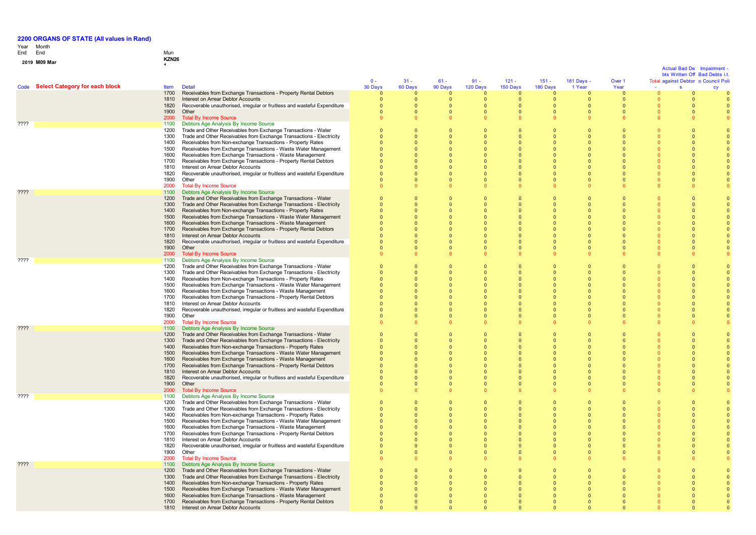**2200 ORGANS OF STATE (All values in Rand)**

| Year End | Month End | Mun |
|---|---|---|
| 2019 | M09 Mar | KZN26 1 |

| Code | Select Category for each block | Item | Detail | 0 - 30 Days | 31 - 60 Days | 61 - 90 Days | 91 - 120 Days | 121 - 150 Days | 151 - 180 Days | 181 Days - 1 Year | Over 1 Year | Total | Actual Bad Debts Written Off against Debtors | Impairment - Bad Debts i.t.o Council Policy |
|---|---|---|---|---|---|---|---|---|---|---|---|---|---|---|
| | | 1700 | Receivables from Exchange Transactions - Property Rental Debtors | 0 | 0 | 0 | 0 | 0 | 0 | 0 | 0 | 0 | 0 | 0 |
| | | 1810 | Interest on Arrear Debtor Accounts | 0 | 0 | 0 | 0 | 0 | 0 | 0 | 0 | 0 | 0 | 0 |
| | | 1820 | Recoverable unauthorised, irregular or fruitless and wasteful Expenditure | 0 | 0 | 0 | 0 | 0 | 0 | 0 | 0 | 0 | 0 | 0 |
| | | 1900 | Other | 0 | 0 | 0 | 0 | 0 | 0 | 0 | 0 | 0 | 0 | 0 |
| | | 2000 | Total By Income Source | 0 | 0 | 0 | 0 | 0 | 0 | 0 | 0 | 0 | 0 | 0 |
| ???? | | 1100 | Debtors Age Analysis By Income Source | | | | | | | | | | | |
| | | 1200 | Trade and Other Receivables from Exchange Transactions - Water | 0 | 0 | 0 | 0 | 0 | 0 | 0 | 0 | 0 | 0 | 0 |
| | | 1300 | Trade and Other Receivables from Exchange Transactions - Electricity | 0 | 0 | 0 | 0 | 0 | 0 | 0 | 0 | 0 | 0 | 0 |
| | | 1400 | Receivables from Non-exchange Transactions - Property Rates | 0 | 0 | 0 | 0 | 0 | 0 | 0 | 0 | 0 | 0 | 0 |
| | | 1500 | Receivables from Exchange Transactions - Waste Water Management | 0 | 0 | 0 | 0 | 0 | 0 | 0 | 0 | 0 | 0 | 0 |
| | | 1600 | Receivables from Exchange Transactions - Waste Management | 0 | 0 | 0 | 0 | 0 | 0 | 0 | 0 | 0 | 0 | 0 |
| | | 1700 | Receivables from Exchange Transactions - Property Rental Debtors | 0 | 0 | 0 | 0 | 0 | 0 | 0 | 0 | 0 | 0 | 0 |
| | | 1810 | Interest on Arrear Debtor Accounts | 0 | 0 | 0 | 0 | 0 | 0 | 0 | 0 | 0 | 0 | 0 |
| | | 1820 | Recoverable unauthorised, irregular or fruitless and wasteful Expenditure | 0 | 0 | 0 | 0 | 0 | 0 | 0 | 0 | 0 | 0 | 0 |
| | | 1900 | Other | 0 | 0 | 0 | 0 | 0 | 0 | 0 | 0 | 0 | 0 | 0 |
| | | 2000 | Total By Income Source | 0 | 0 | 0 | 0 | 0 | 0 | 0 | 0 | 0 | 0 | 0 |
| ???? | | 1100 | Debtors Age Analysis By Income Source | | | | | | | | | | | |
| | | 1200 | Trade and Other Receivables from Exchange Transactions - Water | 0 | 0 | 0 | 0 | 0 | 0 | 0 | 0 | 0 | 0 | 0 |
| | | 1300 | Trade and Other Receivables from Exchange Transactions - Electricity | 0 | 0 | 0 | 0 | 0 | 0 | 0 | 0 | 0 | 0 | 0 |
| | | 1400 | Receivables from Non-exchange Transactions - Property Rates | 0 | 0 | 0 | 0 | 0 | 0 | 0 | 0 | 0 | 0 | 0 |
| | | 1500 | Receivables from Exchange Transactions - Waste Water Management | 0 | 0 | 0 | 0 | 0 | 0 | 0 | 0 | 0 | 0 | 0 |
| | | 1600 | Receivables from Exchange Transactions - Waste Management | 0 | 0 | 0 | 0 | 0 | 0 | 0 | 0 | 0 | 0 | 0 |
| | | 1700 | Receivables from Exchange Transactions - Property Rental Debtors | 0 | 0 | 0 | 0 | 0 | 0 | 0 | 0 | 0 | 0 | 0 |
| | | 1810 | Interest on Arrear Debtor Accounts | 0 | 0 | 0 | 0 | 0 | 0 | 0 | 0 | 0 | 0 | 0 |
| | | 1820 | Recoverable unauthorised, irregular or fruitless and wasteful Expenditure | 0 | 0 | 0 | 0 | 0 | 0 | 0 | 0 | 0 | 0 | 0 |
| | | 1900 | Other | 0 | 0 | 0 | 0 | 0 | 0 | 0 | 0 | 0 | 0 | 0 |
| | | 2000 | Total By Income Source | 0 | 0 | 0 | 0 | 0 | 0 | 0 | 0 | 0 | 0 | 0 |
| ???? | | 1100 | Debtors Age Analysis By Income Source | | | | | | | | | | | |
| | | 1200 | Trade and Other Receivables from Exchange Transactions - Water | 0 | 0 | 0 | 0 | 0 | 0 | 0 | 0 | 0 | 0 | 0 |
| | | 1300 | Trade and Other Receivables from Exchange Transactions - Electricity | 0 | 0 | 0 | 0 | 0 | 0 | 0 | 0 | 0 | 0 | 0 |
| | | 1400 | Receivables from Non-exchange Transactions - Property Rates | 0 | 0 | 0 | 0 | 0 | 0 | 0 | 0 | 0 | 0 | 0 |
| | | 1500 | Receivables from Exchange Transactions - Waste Water Management | 0 | 0 | 0 | 0 | 0 | 0 | 0 | 0 | 0 | 0 | 0 |
| | | 1600 | Receivables from Exchange Transactions - Waste Management | 0 | 0 | 0 | 0 | 0 | 0 | 0 | 0 | 0 | 0 | 0 |
| | | 1700 | Receivables from Exchange Transactions - Property Rental Debtors | 0 | 0 | 0 | 0 | 0 | 0 | 0 | 0 | 0 | 0 | 0 |
| | | 1810 | Interest on Arrear Debtor Accounts | 0 | 0 | 0 | 0 | 0 | 0 | 0 | 0 | 0 | 0 | 0 |
| | | 1820 | Recoverable unauthorised, irregular or fruitless and wasteful Expenditure | 0 | 0 | 0 | 0 | 0 | 0 | 0 | 0 | 0 | 0 | 0 |
| | | 1900 | Other | 0 | 0 | 0 | 0 | 0 | 0 | 0 | 0 | 0 | 0 | 0 |
| | | 2000 | Total By Income Source | 0 | 0 | 0 | 0 | 0 | 0 | 0 | 0 | 0 | 0 | 0 |
| ???? | | 1100 | Debtors Age Analysis By Income Source | | | | | | | | | | | |
| | | 1200 | Trade and Other Receivables from Exchange Transactions - Water | 0 | 0 | 0 | 0 | 0 | 0 | 0 | 0 | 0 | 0 | 0 |
| | | 1300 | Trade and Other Receivables from Exchange Transactions - Electricity | 0 | 0 | 0 | 0 | 0 | 0 | 0 | 0 | 0 | 0 | 0 |
| | | 1400 | Receivables from Non-exchange Transactions - Property Rates | 0 | 0 | 0 | 0 | 0 | 0 | 0 | 0 | 0 | 0 | 0 |
| | | 1500 | Receivables from Exchange Transactions - Waste Water Management | 0 | 0 | 0 | 0 | 0 | 0 | 0 | 0 | 0 | 0 | 0 |
| | | 1600 | Receivables from Exchange Transactions - Waste Management | 0 | 0 | 0 | 0 | 0 | 0 | 0 | 0 | 0 | 0 | 0 |
| | | 1700 | Receivables from Exchange Transactions - Property Rental Debtors | 0 | 0 | 0 | 0 | 0 | 0 | 0 | 0 | 0 | 0 | 0 |
| | | 1810 | Interest on Arrear Debtor Accounts | 0 | 0 | 0 | 0 | 0 | 0 | 0 | 0 | 0 | 0 | 0 |
| | | 1820 | Recoverable unauthorised, irregular or fruitless and wasteful Expenditure | 0 | 0 | 0 | 0 | 0 | 0 | 0 | 0 | 0 | 0 | 0 |
| | | 1900 | Other | 0 | 0 | 0 | 0 | 0 | 0 | 0 | 0 | 0 | 0 | 0 |
| | | 2000 | Total By Income Source | 0 | 0 | 0 | 0 | 0 | 0 | 0 | 0 | 0 | 0 | 0 |
| ???? | | 1100 | Debtors Age Analysis By Income Source | | | | | | | | | | | |
| | | 1200 | Trade and Other Receivables from Exchange Transactions - Water | 0 | 0 | 0 | 0 | 0 | 0 | 0 | 0 | 0 | 0 | 0 |
| | | 1300 | Trade and Other Receivables from Exchange Transactions - Electricity | 0 | 0 | 0 | 0 | 0 | 0 | 0 | 0 | 0 | 0 | 0 |
| | | 1400 | Receivables from Non-exchange Transactions - Property Rates | 0 | 0 | 0 | 0 | 0 | 0 | 0 | 0 | 0 | 0 | 0 |
| | | 1500 | Receivables from Exchange Transactions - Waste Water Management | 0 | 0 | 0 | 0 | 0 | 0 | 0 | 0 | 0 | 0 | 0 |
| | | 1600 | Receivables from Exchange Transactions - Waste Management | 0 | 0 | 0 | 0 | 0 | 0 | 0 | 0 | 0 | 0 | 0 |
| | | 1700 | Receivables from Exchange Transactions - Property Rental Debtors | 0 | 0 | 0 | 0 | 0 | 0 | 0 | 0 | 0 | 0 | 0 |
| | | 1810 | Interest on Arrear Debtor Accounts | 0 | 0 | 0 | 0 | 0 | 0 | 0 | 0 | 0 | 0 | 0 |
| | | 1820 | Recoverable unauthorised, irregular or fruitless and wasteful Expenditure | 0 | 0 | 0 | 0 | 0 | 0 | 0 | 0 | 0 | 0 | 0 |
| | | 1900 | Other | 0 | 0 | 0 | 0 | 0 | 0 | 0 | 0 | 0 | 0 | 0 |
| | | 2000 | Total By Income Source | 0 | 0 | 0 | 0 | 0 | 0 | 0 | 0 | 0 | 0 | 0 |
| ???? | | 1100 | Debtors Age Analysis By Income Source | | | | | | | | | | | |
| | | 1200 | Trade and Other Receivables from Exchange Transactions - Water | 0 | 0 | 0 | 0 | 0 | 0 | 0 | 0 | 0 | 0 | 0 |
| | | 1300 | Trade and Other Receivables from Exchange Transactions - Electricity | 0 | 0 | 0 | 0 | 0 | 0 | 0 | 0 | 0 | 0 | 0 |
| | | 1400 | Receivables from Non-exchange Transactions - Property Rates | 0 | 0 | 0 | 0 | 0 | 0 | 0 | 0 | 0 | 0 | 0 |
| | | 1500 | Receivables from Exchange Transactions - Waste Water Management | 0 | 0 | 0 | 0 | 0 | 0 | 0 | 0 | 0 | 0 | 0 |
| | | 1600 | Receivables from Exchange Transactions - Waste Management | 0 | 0 | 0 | 0 | 0 | 0 | 0 | 0 | 0 | 0 | 0 |
| | | 1700 | Receivables from Exchange Transactions - Property Rental Debtors | 0 | 0 | 0 | 0 | 0 | 0 | 0 | 0 | 0 | 0 | 0 |
| | | 1810 | Interest on Arrear Debtor Accounts | 0 | 0 | 0 | 0 | 0 | 0 | 0 | 0 | 0 | 0 | 0 |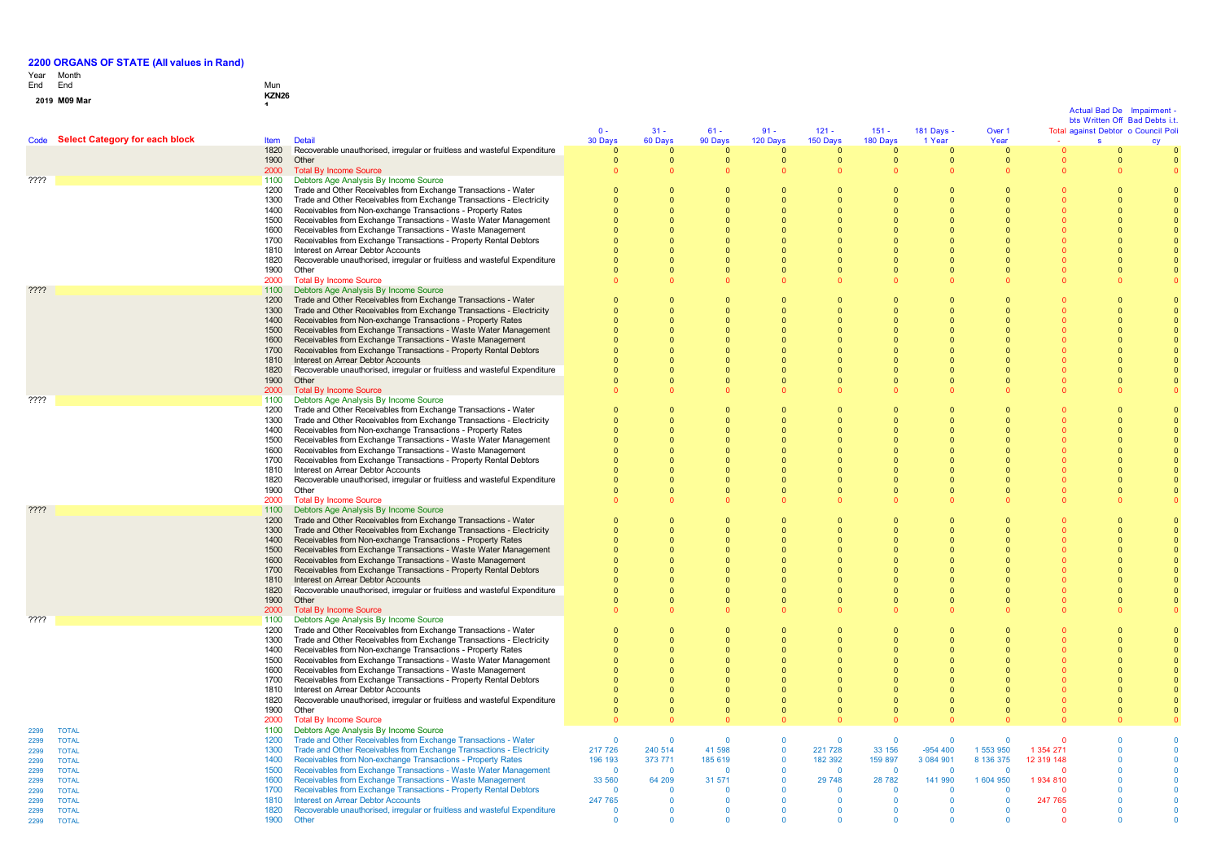## 2200 ORGANS OF STATE (All values in Rand)

Year End: 2019
Month End: M09 Mar
Mun: KZN26

| Code | Select Category for each block | Item | Detail | 0 - 30 Days | 31 - 60 Days | 61 - 90 Days | 91 - 120 Days | 121 - 150 Days | 151 - 180 Days | 181 Days - 1 Year | Over 1 Year | Total | Actual Bad Debts Written Off against Debtors | Impairment - Bad Debts i.t.o Council Policy |
|---|---|---|---|---|---|---|---|---|---|---|---|---|---|---|
| | | 1820 | Recoverable unauthorised, irregular or fruitless and wasteful Expenditure | 0 | 0 | 0 | 0 | 0 | 0 | 0 | 0 | 0 | 0 | 0 |
| | | 1900 | Other | 0 | 0 | 0 | 0 | 0 | 0 | 0 | 0 | 0 | 0 | 0 |
| | | 2000 | Total By Income Source | 0 | 0 | 0 | 0 | 0 | 0 | 0 | 0 | 0 | 0 | 0 |
| ???? | | 1100 | Debtors Age Analysis By Income Source | | | | | | | | | | | |
| | | 1200 | Trade and Other Receivables from Exchange Transactions - Water | 0 | 0 | 0 | 0 | 0 | 0 | 0 | 0 | 0 | 0 | 0 |
| | | 1300 | Trade and Other Receivables from Exchange Transactions - Electricity | 0 | 0 | 0 | 0 | 0 | 0 | 0 | 0 | 0 | 0 | 0 |
| | | 1400 | Receivables from Non-exchange Transactions - Property Rates | 0 | 0 | 0 | 0 | 0 | 0 | 0 | 0 | 0 | 0 | 0 |
| | | 1500 | Receivables from Exchange Transactions - Waste Water Management | 0 | 0 | 0 | 0 | 0 | 0 | 0 | 0 | 0 | 0 | 0 |
| | | 1600 | Receivables from Exchange Transactions - Waste Management | 0 | 0 | 0 | 0 | 0 | 0 | 0 | 0 | 0 | 0 | 0 |
| | | 1700 | Receivables from Exchange Transactions - Property Rental Debtors | 0 | 0 | 0 | 0 | 0 | 0 | 0 | 0 | 0 | 0 | 0 |
| | | 1810 | Interest on Arrear Debtor Accounts | 0 | 0 | 0 | 0 | 0 | 0 | 0 | 0 | 0 | 0 | 0 |
| | | 1820 | Recoverable unauthorised, irregular or fruitless and wasteful Expenditure | 0 | 0 | 0 | 0 | 0 | 0 | 0 | 0 | 0 | 0 | 0 |
| | | 1900 | Other | 0 | 0 | 0 | 0 | 0 | 0 | 0 | 0 | 0 | 0 | 0 |
| | | 2000 | Total By Income Source | 0 | 0 | 0 | 0 | 0 | 0 | 0 | 0 | 0 | 0 | 0 |
| ???? | | 1100 | Debtors Age Analysis By Income Source | | | | | | | | | | | |
| | | 1200 | Trade and Other Receivables from Exchange Transactions - Water | 0 | 0 | 0 | 0 | 0 | 0 | 0 | 0 | 0 | 0 | 0 |
| | | 1300 | Trade and Other Receivables from Exchange Transactions - Electricity | 0 | 0 | 0 | 0 | 0 | 0 | 0 | 0 | 0 | 0 | 0 |
| | | 1400 | Receivables from Non-exchange Transactions - Property Rates | 0 | 0 | 0 | 0 | 0 | 0 | 0 | 0 | 0 | 0 | 0 |
| | | 1500 | Receivables from Exchange Transactions - Waste Water Management | 0 | 0 | 0 | 0 | 0 | 0 | 0 | 0 | 0 | 0 | 0 |
| | | 1600 | Receivables from Exchange Transactions - Waste Management | 0 | 0 | 0 | 0 | 0 | 0 | 0 | 0 | 0 | 0 | 0 |
| | | 1700 | Receivables from Exchange Transactions - Property Rental Debtors | 0 | 0 | 0 | 0 | 0 | 0 | 0 | 0 | 0 | 0 | 0 |
| | | 1810 | Interest on Arrear Debtor Accounts | 0 | 0 | 0 | 0 | 0 | 0 | 0 | 0 | 0 | 0 | 0 |
| | | 1820 | Recoverable unauthorised, irregular or fruitless and wasteful Expenditure | 0 | 0 | 0 | 0 | 0 | 0 | 0 | 0 | 0 | 0 | 0 |
| | | 1900 | Other | 0 | 0 | 0 | 0 | 0 | 0 | 0 | 0 | 0 | 0 | 0 |
| | | 2000 | Total By Income Source | 0 | 0 | 0 | 0 | 0 | 0 | 0 | 0 | 0 | 0 | 0 |
| ???? | | 1100 | Debtors Age Analysis By Income Source | | | | | | | | | | | |
| | | 1200 | Trade and Other Receivables from Exchange Transactions - Water | 0 | 0 | 0 | 0 | 0 | 0 | 0 | 0 | 0 | 0 | 0 |
| | | 1300 | Trade and Other Receivables from Exchange Transactions - Electricity | 0 | 0 | 0 | 0 | 0 | 0 | 0 | 0 | 0 | 0 | 0 |
| | | 1400 | Receivables from Non-exchange Transactions - Property Rates | 0 | 0 | 0 | 0 | 0 | 0 | 0 | 0 | 0 | 0 | 0 |
| | | 1500 | Receivables from Exchange Transactions - Waste Water Management | 0 | 0 | 0 | 0 | 0 | 0 | 0 | 0 | 0 | 0 | 0 |
| | | 1600 | Receivables from Exchange Transactions - Waste Management | 0 | 0 | 0 | 0 | 0 | 0 | 0 | 0 | 0 | 0 | 0 |
| | | 1700 | Receivables from Exchange Transactions - Property Rental Debtors | 0 | 0 | 0 | 0 | 0 | 0 | 0 | 0 | 0 | 0 | 0 |
| | | 1810 | Interest on Arrear Debtor Accounts | 0 | 0 | 0 | 0 | 0 | 0 | 0 | 0 | 0 | 0 | 0 |
| | | 1820 | Recoverable unauthorised, irregular or fruitless and wasteful Expenditure | 0 | 0 | 0 | 0 | 0 | 0 | 0 | 0 | 0 | 0 | 0 |
| | | 1900 | Other | 0 | 0 | 0 | 0 | 0 | 0 | 0 | 0 | 0 | 0 | 0 |
| | | 2000 | Total By Income Source | 0 | 0 | 0 | 0 | 0 | 0 | 0 | 0 | 0 | 0 | 0 |
| ???? | | 1100 | Debtors Age Analysis By Income Source | | | | | | | | | | | |
| | | 1200 | Trade and Other Receivables from Exchange Transactions - Water | 0 | 0 | 0 | 0 | 0 | 0 | 0 | 0 | 0 | 0 | 0 |
| | | 1300 | Trade and Other Receivables from Exchange Transactions - Electricity | 0 | 0 | 0 | 0 | 0 | 0 | 0 | 0 | 0 | 0 | 0 |
| | | 1400 | Receivables from Non-exchange Transactions - Property Rates | 0 | 0 | 0 | 0 | 0 | 0 | 0 | 0 | 0 | 0 | 0 |
| | | 1500 | Receivables from Exchange Transactions - Waste Water Management | 0 | 0 | 0 | 0 | 0 | 0 | 0 | 0 | 0 | 0 | 0 |
| | | 1600 | Receivables from Exchange Transactions - Waste Management | 0 | 0 | 0 | 0 | 0 | 0 | 0 | 0 | 0 | 0 | 0 |
| | | 1700 | Receivables from Exchange Transactions - Property Rental Debtors | 0 | 0 | 0 | 0 | 0 | 0 | 0 | 0 | 0 | 0 | 0 |
| | | 1810 | Interest on Arrear Debtor Accounts | 0 | 0 | 0 | 0 | 0 | 0 | 0 | 0 | 0 | 0 | 0 |
| | | 1820 | Recoverable unauthorised, irregular or fruitless and wasteful Expenditure | 0 | 0 | 0 | 0 | 0 | 0 | 0 | 0 | 0 | 0 | 0 |
| | | 1900 | Other | 0 | 0 | 0 | 0 | 0 | 0 | 0 | 0 | 0 | 0 | 0 |
| | | 2000 | Total By Income Source | 0 | 0 | 0 | 0 | 0 | 0 | 0 | 0 | 0 | 0 | 0 |
| ???? | | 1100 | Debtors Age Analysis By Income Source | | | | | | | | | | | |
| | | 1200 | Trade and Other Receivables from Exchange Transactions - Water | 0 | 0 | 0 | 0 | 0 | 0 | 0 | 0 | 0 | 0 | 0 |
| | | 1300 | Trade and Other Receivables from Exchange Transactions - Electricity | 0 | 0 | 0 | 0 | 0 | 0 | 0 | 0 | 0 | 0 | 0 |
| | | 1400 | Receivables from Non-exchange Transactions - Property Rates | 0 | 0 | 0 | 0 | 0 | 0 | 0 | 0 | 0 | 0 | 0 |
| | | 1500 | Receivables from Exchange Transactions - Waste Water Management | 0 | 0 | 0 | 0 | 0 | 0 | 0 | 0 | 0 | 0 | 0 |
| | | 1600 | Receivables from Exchange Transactions - Waste Management | 0 | 0 | 0 | 0 | 0 | 0 | 0 | 0 | 0 | 0 | 0 |
| | | 1700 | Receivables from Exchange Transactions - Property Rental Debtors | 0 | 0 | 0 | 0 | 0 | 0 | 0 | 0 | 0 | 0 | 0 |
| | | 1810 | Interest on Arrear Debtor Accounts | 0 | 0 | 0 | 0 | 0 | 0 | 0 | 0 | 0 | 0 | 0 |
| | | 1820 | Recoverable unauthorised, irregular or fruitless and wasteful Expenditure | 0 | 0 | 0 | 0 | 0 | 0 | 0 | 0 | 0 | 0 | 0 |
| | | 1900 | Other | 0 | 0 | 0 | 0 | 0 | 0 | 0 | 0 | 0 | 0 | 0 |
| | | 2000 | Total By Income Source | 0 | 0 | 0 | 0 | 0 | 0 | 0 | 0 | 0 | 0 | 0 |
| 2299 | TOTAL | 1100 | Debtors Age Analysis By Income Source | | | | | | | | | | | |
| 2299 | TOTAL | 1200 | Trade and Other Receivables from Exchange Transactions - Water | 0 | 0 | 0 | 0 | 0 | 0 | 0 | 0 | 0 | 0 | 0 |
| 2299 | TOTAL | 1300 | Trade and Other Receivables from Exchange Transactions - Electricity | 217 726 | 240 514 | 41 598 | 0 | 221 728 | 33 156 | -954 400 | 1 553 950 | 1 354 271 | 0 | 0 |
| 2299 | TOTAL | 1400 | Receivables from Non-exchange Transactions - Property Rates | 196 193 | 373 771 | 185 619 | 0 | 182 392 | 159 897 | 3 084 901 | 8 136 375 | 12 319 148 | 0 | 0 |
| 2299 | TOTAL | 1500 | Receivables from Exchange Transactions - Waste Water Management | 0 | 0 | 0 | 0 | 0 | 0 | 0 | 0 | 0 | 0 | 0 |
| 2299 | TOTAL | 1600 | Receivables from Exchange Transactions - Waste Management | 33 560 | 64 209 | 31 571 | 0 | 29 748 | 28 782 | 141 990 | 1 604 950 | 1 934 810 | 0 | 0 |
| 2299 | TOTAL | 1700 | Receivables from Exchange Transactions - Property Rental Debtors | 0 | 0 | 0 | 0 | 0 | 0 | 0 | 0 | 0 | 0 | 0 |
| 2299 | TOTAL | 1810 | Interest on Arrear Debtor Accounts | 247 765 | 0 | 0 | 0 | 0 | 0 | 0 | 0 | 247 765 | 0 | 0 |
| 2299 | TOTAL | 1820 | Recoverable unauthorised, irregular or fruitless and wasteful Expenditure | 0 | 0 | 0 | 0 | 0 | 0 | 0 | 0 | 0 | 0 | 0 |
| 2299 | TOTAL | 1900 | Other | 0 | 0 | 0 | 0 | 0 | 0 | 0 | 0 | 0 | 0 | 0 |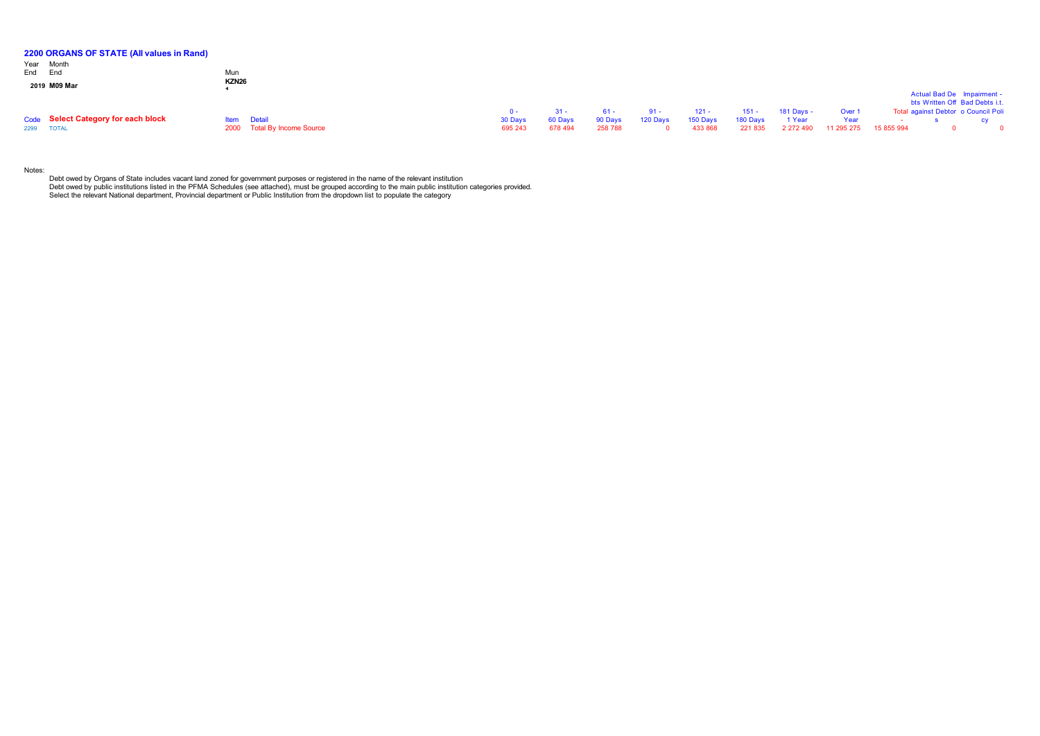## 2200 ORGANS OF STATE (All values in Rand)

| Year End | Month End | Mun |
|---|---|---|
| 2019 | M09 Mar | KZN261 |

| Code | Select Category for each block | Item | Detail | 0 - 30 Days | 31 - 60 Days | 61 - 90 Days | 91 - 120 Days | 121 - 150 Days | 151 - 180 Days | 181 Days - 1 Year | Over 1 Year | Total - | Actual Bad Debts Written Off against Debtors | Impairment - Bad Debts i.t.o Council Policy |
|---|---|---|---|---|---|---|---|---|---|---|---|---|---|---|
| 2299 | TOTAL | 2000 | Total By Income Source | 695 243 | 678 494 | 258 788 | 0 | 433 868 | 221 835 | 2 272 490 | 11 295 275 | 15 855 994 | 0 | 0 |

Notes:

Debt owed by Organs of State includes vacant land zoned for government purposes or registered in the name of the relevant institution
Debt owed by public institutions listed in the PFMA Schedules (see attached), must be grouped according to the main public institution categories provided.
Select the relevant National department, Provincial department or Public Institution from the dropdown list to populate the category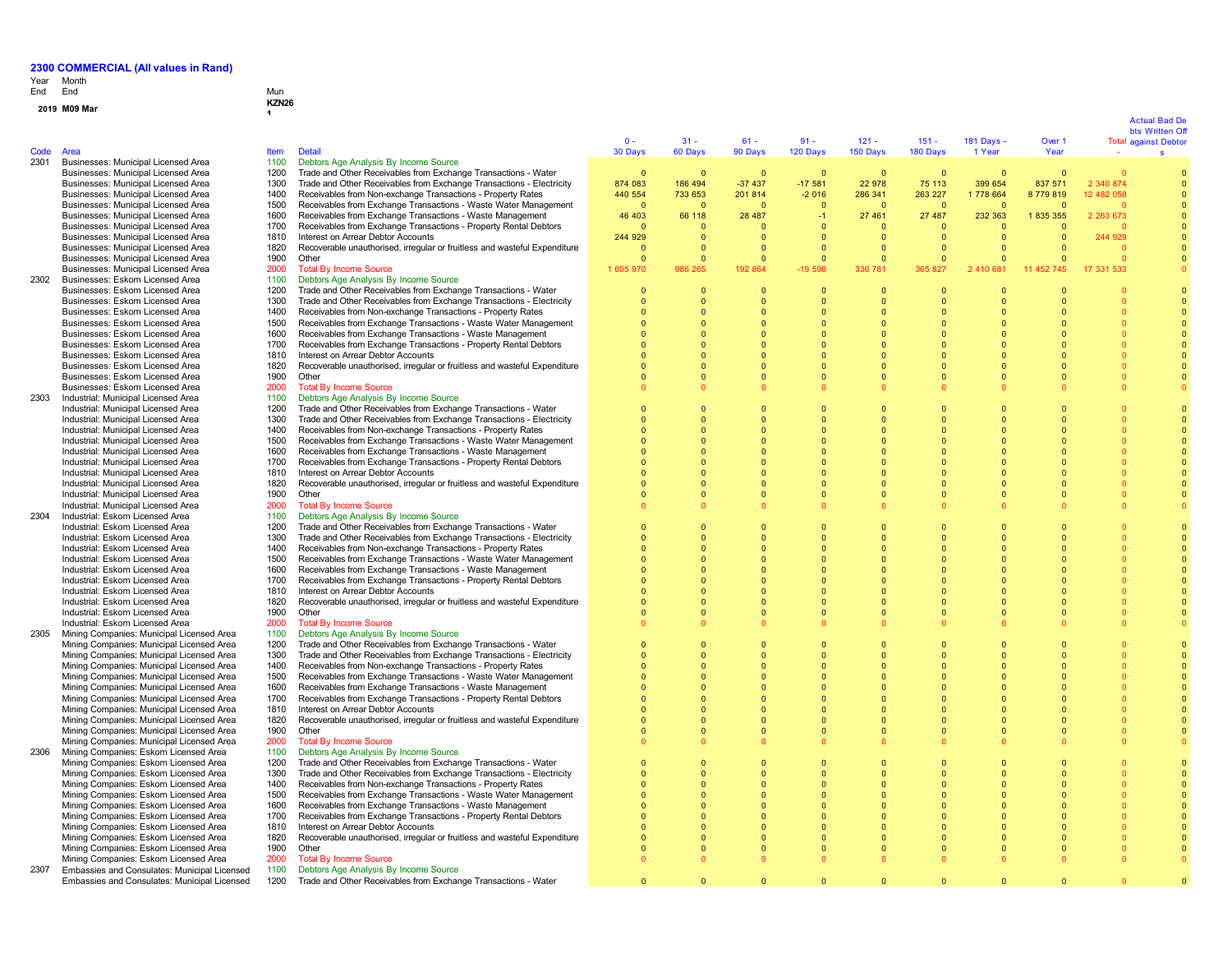# 2300 COMMERCIAL (All values in Rand)

| Year End | Month End | Mun |
|---|---|---|
| 2019 | M09 Mar | KZN261 |

| Code | Area | Item | Detail | 0 - 30 Days | 31 - 60 Days | 61 - 90 Days | 91 - 120 Days | 121 - 150 Days | 151 - 180 Days | 181 Days - 1 Year | Over 1 Year | Total | Actual Bad Debts Written Off against Debtors |
|---|---|---|---|---|---|---|---|---|---|---|---|---|---|
| 2301 | Businesses: Municipal Licensed Area | 1100 | Debtors Age Analysis By Income Source | | | | | | | | | | |
| | Businesses: Municipal Licensed Area | 1200 | Trade and Other Receivables from Exchange Transactions - Water | 0 | 0 | 0 | 0 | 0 | 0 | 0 | 0 | 0 | 0 |
| | Businesses: Municipal Licensed Area | 1300 | Trade and Other Receivables from Exchange Transactions - Electricity | 874 083 | 186 494 | -37 437 | -17 581 | 22 978 | 75 113 | 399 654 | 837 571 | 2 340 874 | 0 |
| | Businesses: Municipal Licensed Area | 1400 | Receivables from Non-exchange Transactions - Property Rates | 440 554 | 733 653 | 201 814 | -2 016 | 286 341 | 263 227 | 1 778 664 | 8 779 819 | 12 482 058 | 0 |
| | Businesses: Municipal Licensed Area | 1500 | Receivables from Exchange Transactions - Waste Water Management | 0 | 0 | 0 | 0 | 0 | 0 | 0 | 0 | 0 | 0 |
| | Businesses: Municipal Licensed Area | 1600 | Receivables from Exchange Transactions - Waste Management | 46 403 | 66 118 | 28 487 | -1 | 27 461 | 27 487 | 232 363 | 1 835 355 | 2 263 673 | 0 |
| | Businesses: Municipal Licensed Area | 1700 | Receivables from Exchange Transactions - Property Rental Debtors | 0 | 0 | 0 | 0 | 0 | 0 | 0 | 0 | 0 | 0 |
| | Businesses: Municipal Licensed Area | 1810 | Interest on Arrear Debtor Accounts | 244 929 | 0 | 0 | 0 | 0 | 0 | 0 | 0 | 244 929 | 0 |
| | Businesses: Municipal Licensed Area | 1820 | Recoverable unauthorised, irregular or fruitless and wasteful Expenditure | 0 | 0 | 0 | 0 | 0 | 0 | 0 | 0 | 0 | 0 |
| | Businesses: Municipal Licensed Area | 1900 | Other | 0 | 0 | 0 | 0 | 0 | 0 | 0 | 0 | 0 | 0 |
| | Businesses: Municipal Licensed Area | 2000 | Total By Income Source | 1 605 970 | 986 265 | 192 864 | -19 598 | 336 781 | 365 827 | 2 410 681 | 11 452 745 | 17 331 533 | 0 |
| 2302 | Businesses: Eskom Licensed Area | 1100 | Debtors Age Analysis By Income Source | | | | | | | | | | |
| | Businesses: Eskom Licensed Area | 1200 | Trade and Other Receivables from Exchange Transactions - Water | 0 | 0 | 0 | 0 | 0 | 0 | 0 | 0 | 0 | 0 |
| | Businesses: Eskom Licensed Area | 1300 | Trade and Other Receivables from Exchange Transactions - Electricity | 0 | 0 | 0 | 0 | 0 | 0 | 0 | 0 | 0 | 0 |
| | Businesses: Eskom Licensed Area | 1400 | Receivables from Non-exchange Transactions - Property Rates | 0 | 0 | 0 | 0 | 0 | 0 | 0 | 0 | 0 | 0 |
| | Businesses: Eskom Licensed Area | 1500 | Receivables from Exchange Transactions - Waste Water Management | 0 | 0 | 0 | 0 | 0 | 0 | 0 | 0 | 0 | 0 |
| | Businesses: Eskom Licensed Area | 1600 | Receivables from Exchange Transactions - Waste Management | 0 | 0 | 0 | 0 | 0 | 0 | 0 | 0 | 0 | 0 |
| | Businesses: Eskom Licensed Area | 1700 | Receivables from Exchange Transactions - Property Rental Debtors | 0 | 0 | 0 | 0 | 0 | 0 | 0 | 0 | 0 | 0 |
| | Businesses: Eskom Licensed Area | 1810 | Interest on Arrear Debtor Accounts | 0 | 0 | 0 | 0 | 0 | 0 | 0 | 0 | 0 | 0 |
| | Businesses: Eskom Licensed Area | 1820 | Recoverable unauthorised, irregular or fruitless and wasteful Expenditure | 0 | 0 | 0 | 0 | 0 | 0 | 0 | 0 | 0 | 0 |
| | Businesses: Eskom Licensed Area | 1900 | Other | 0 | 0 | 0 | 0 | 0 | 0 | 0 | 0 | 0 | 0 |
| | Businesses: Eskom Licensed Area | 2000 | Total By Income Source | 0 | 0 | 0 | 0 | 0 | 0 | 0 | 0 | 0 | 0 |
| 2303 | Industrial: Municipal Licensed Area | 1100 | Debtors Age Analysis By Income Source | | | | | | | | | | |
| | Industrial: Municipal Licensed Area | 1200 | Trade and Other Receivables from Exchange Transactions - Water | 0 | 0 | 0 | 0 | 0 | 0 | 0 | 0 | 0 | 0 |
| | Industrial: Municipal Licensed Area | 1300 | Trade and Other Receivables from Exchange Transactions - Electricity | 0 | 0 | 0 | 0 | 0 | 0 | 0 | 0 | 0 | 0 |
| | Industrial: Municipal Licensed Area | 1400 | Receivables from Non-exchange Transactions - Property Rates | 0 | 0 | 0 | 0 | 0 | 0 | 0 | 0 | 0 | 0 |
| | Industrial: Municipal Licensed Area | 1500 | Receivables from Exchange Transactions - Waste Water Management | 0 | 0 | 0 | 0 | 0 | 0 | 0 | 0 | 0 | 0 |
| | Industrial: Municipal Licensed Area | 1600 | Receivables from Exchange Transactions - Waste Management | 0 | 0 | 0 | 0 | 0 | 0 | 0 | 0 | 0 | 0 |
| | Industrial: Municipal Licensed Area | 1700 | Receivables from Exchange Transactions - Property Rental Debtors | 0 | 0 | 0 | 0 | 0 | 0 | 0 | 0 | 0 | 0 |
| | Industrial: Municipal Licensed Area | 1810 | Interest on Arrear Debtor Accounts | 0 | 0 | 0 | 0 | 0 | 0 | 0 | 0 | 0 | 0 |
| | Industrial: Municipal Licensed Area | 1820 | Recoverable unauthorised, irregular or fruitless and wasteful Expenditure | 0 | 0 | 0 | 0 | 0 | 0 | 0 | 0 | 0 | 0 |
| | Industrial: Municipal Licensed Area | 1900 | Other | 0 | 0 | 0 | 0 | 0 | 0 | 0 | 0 | 0 | 0 |
| | Industrial: Municipal Licensed Area | 2000 | Total By Income Source | 0 | 0 | 0 | 0 | 0 | 0 | 0 | 0 | 0 | 0 |
| 2304 | Industrial: Eskom Licensed Area | 1100 | Debtors Age Analysis By Income Source | | | | | | | | | | |
| | Industrial: Eskom Licensed Area | 1200 | Trade and Other Receivables from Exchange Transactions - Water | 0 | 0 | 0 | 0 | 0 | 0 | 0 | 0 | 0 | 0 |
| | Industrial: Eskom Licensed Area | 1300 | Trade and Other Receivables from Exchange Transactions - Electricity | 0 | 0 | 0 | 0 | 0 | 0 | 0 | 0 | 0 | 0 |
| | Industrial: Eskom Licensed Area | 1400 | Receivables from Non-exchange Transactions - Property Rates | 0 | 0 | 0 | 0 | 0 | 0 | 0 | 0 | 0 | 0 |
| | Industrial: Eskom Licensed Area | 1500 | Receivables from Exchange Transactions - Waste Water Management | 0 | 0 | 0 | 0 | 0 | 0 | 0 | 0 | 0 | 0 |
| | Industrial: Eskom Licensed Area | 1600 | Receivables from Exchange Transactions - Waste Management | 0 | 0 | 0 | 0 | 0 | 0 | 0 | 0 | 0 | 0 |
| | Industrial: Eskom Licensed Area | 1700 | Receivables from Exchange Transactions - Property Rental Debtors | 0 | 0 | 0 | 0 | 0 | 0 | 0 | 0 | 0 | 0 |
| | Industrial: Eskom Licensed Area | 1810 | Interest on Arrear Debtor Accounts | 0 | 0 | 0 | 0 | 0 | 0 | 0 | 0 | 0 | 0 |
| | Industrial: Eskom Licensed Area | 1820 | Recoverable unauthorised, irregular or fruitless and wasteful Expenditure | 0 | 0 | 0 | 0 | 0 | 0 | 0 | 0 | 0 | 0 |
| | Industrial: Eskom Licensed Area | 1900 | Other | 0 | 0 | 0 | 0 | 0 | 0 | 0 | 0 | 0 | 0 |
| | Industrial: Eskom Licensed Area | 2000 | Total By Income Source | 0 | 0 | 0 | 0 | 0 | 0 | 0 | 0 | 0 | 0 |
| 2305 | Mining Companies: Municipal Licensed Area | 1100 | Debtors Age Analysis By Income Source | | | | | | | | | | |
| | Mining Companies: Municipal Licensed Area | 1200 | Trade and Other Receivables from Exchange Transactions - Water | 0 | 0 | 0 | 0 | 0 | 0 | 0 | 0 | 0 | 0 |
| | Mining Companies: Municipal Licensed Area | 1300 | Trade and Other Receivables from Exchange Transactions - Electricity | 0 | 0 | 0 | 0 | 0 | 0 | 0 | 0 | 0 | 0 |
| | Mining Companies: Municipal Licensed Area | 1400 | Receivables from Non-exchange Transactions - Property Rates | 0 | 0 | 0 | 0 | 0 | 0 | 0 | 0 | 0 | 0 |
| | Mining Companies: Municipal Licensed Area | 1500 | Receivables from Exchange Transactions - Waste Water Management | 0 | 0 | 0 | 0 | 0 | 0 | 0 | 0 | 0 | 0 |
| | Mining Companies: Municipal Licensed Area | 1600 | Receivables from Exchange Transactions - Waste Management | 0 | 0 | 0 | 0 | 0 | 0 | 0 | 0 | 0 | 0 |
| | Mining Companies: Municipal Licensed Area | 1700 | Receivables from Exchange Transactions - Property Rental Debtors | 0 | 0 | 0 | 0 | 0 | 0 | 0 | 0 | 0 | 0 |
| | Mining Companies: Municipal Licensed Area | 1810 | Interest on Arrear Debtor Accounts | 0 | 0 | 0 | 0 | 0 | 0 | 0 | 0 | 0 | 0 |
| | Mining Companies: Municipal Licensed Area | 1820 | Recoverable unauthorised, irregular or fruitless and wasteful Expenditure | 0 | 0 | 0 | 0 | 0 | 0 | 0 | 0 | 0 | 0 |
| | Mining Companies: Municipal Licensed Area | 1900 | Other | 0 | 0 | 0 | 0 | 0 | 0 | 0 | 0 | 0 | 0 |
| | Mining Companies: Municipal Licensed Area | 2000 | Total By Income Source | 0 | 0 | 0 | 0 | 0 | 0 | 0 | 0 | 0 | 0 |
| 2306 | Mining Companies: Eskom Licensed Area | 1100 | Debtors Age Analysis By Income Source | | | | | | | | | | |
| | Mining Companies: Eskom Licensed Area | 1200 | Trade and Other Receivables from Exchange Transactions - Water | 0 | 0 | 0 | 0 | 0 | 0 | 0 | 0 | 0 | 0 |
| | Mining Companies: Eskom Licensed Area | 1300 | Trade and Other Receivables from Exchange Transactions - Electricity | 0 | 0 | 0 | 0 | 0 | 0 | 0 | 0 | 0 | 0 |
| | Mining Companies: Eskom Licensed Area | 1400 | Receivables from Non-exchange Transactions - Property Rates | 0 | 0 | 0 | 0 | 0 | 0 | 0 | 0 | 0 | 0 |
| | Mining Companies: Eskom Licensed Area | 1500 | Receivables from Exchange Transactions - Waste Water Management | 0 | 0 | 0 | 0 | 0 | 0 | 0 | 0 | 0 | 0 |
| | Mining Companies: Eskom Licensed Area | 1600 | Receivables from Exchange Transactions - Waste Management | 0 | 0 | 0 | 0 | 0 | 0 | 0 | 0 | 0 | 0 |
| | Mining Companies: Eskom Licensed Area | 1700 | Receivables from Exchange Transactions - Property Rental Debtors | 0 | 0 | 0 | 0 | 0 | 0 | 0 | 0 | 0 | 0 |
| | Mining Companies: Eskom Licensed Area | 1810 | Interest on Arrear Debtor Accounts | 0 | 0 | 0 | 0 | 0 | 0 | 0 | 0 | 0 | 0 |
| | Mining Companies: Eskom Licensed Area | 1820 | Recoverable unauthorised, irregular or fruitless and wasteful Expenditure | 0 | 0 | 0 | 0 | 0 | 0 | 0 | 0 | 0 | 0 |
| | Mining Companies: Eskom Licensed Area | 1900 | Other | 0 | 0 | 0 | 0 | 0 | 0 | 0 | 0 | 0 | 0 |
| | Mining Companies: Eskom Licensed Area | 2000 | Total By Income Source | 0 | 0 | 0 | 0 | 0 | 0 | 0 | 0 | 0 | 0 |
| 2307 | Embassies and Consulates: Municipal Licensed | 1100 | Debtors Age Analysis By Income Source | | | | | | | | | | |
| | Embassies and Consulates: Municipal Licensed | 1200 | Trade and Other Receivables from Exchange Transactions - Water | 0 | 0 | 0 | 0 | 0 | 0 | 0 | 0 | 0 | 0 |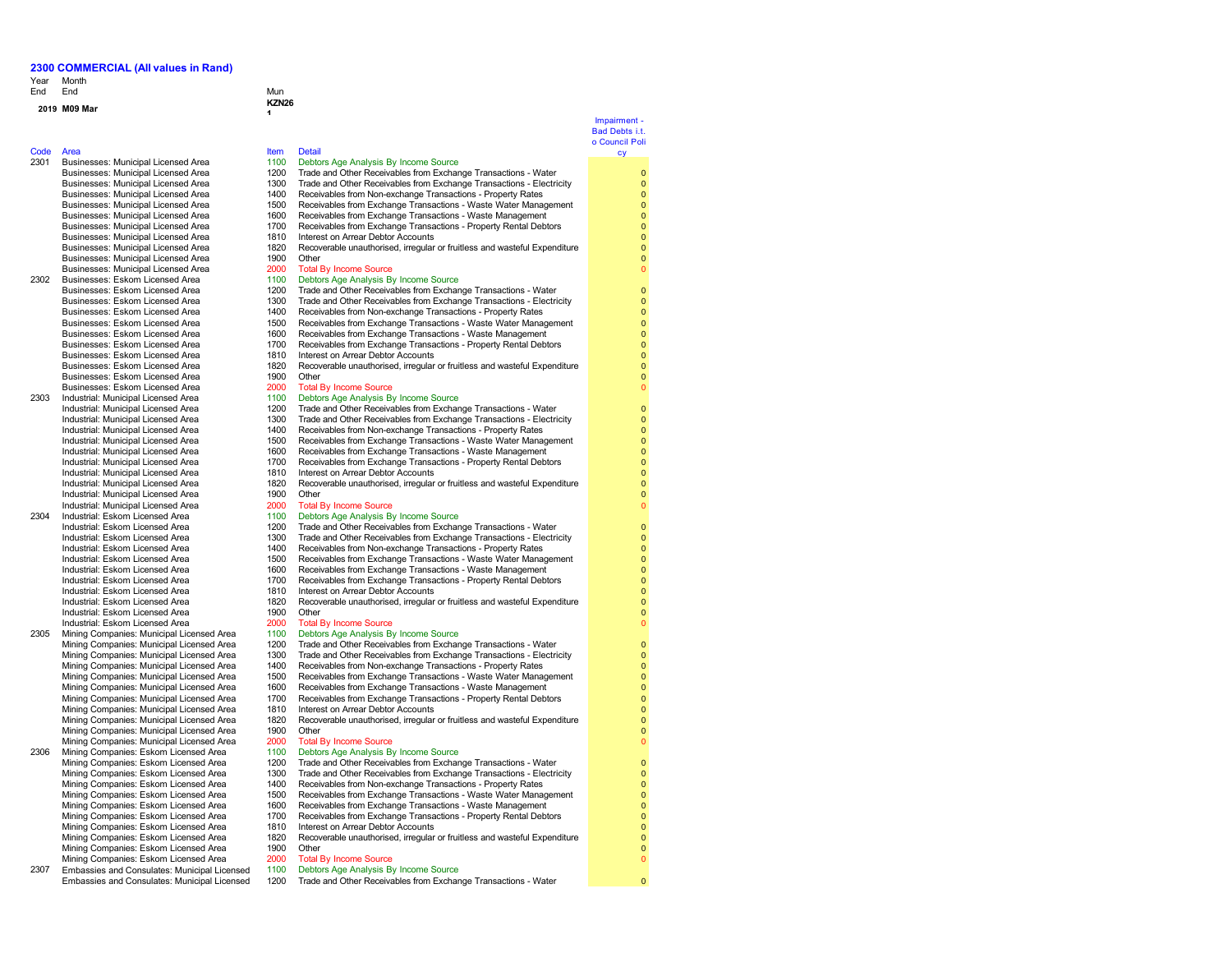## 2300 COMMERCIAL (All values in Rand)

| Year End | Month End | Mun |
|---|---|---|
| 2019 | M09 Mar | KZN261 |

| Code | Area | Item | Detail | Impairment - Bad Debts i.t.o Council Policy |
|---|---|---|---|---|
| 2301 | Businesses: Municipal Licensed Area | 1100 | Debtors Age Analysis By Income Source | |
| | Businesses: Municipal Licensed Area | 1200 | Trade and Other Receivables from Exchange Transactions - Water | 0 |
| | Businesses: Municipal Licensed Area | 1300 | Trade and Other Receivables from Exchange Transactions - Electricity | 0 |
| | Businesses: Municipal Licensed Area | 1400 | Receivables from Non-exchange Transactions - Property Rates | 0 |
| | Businesses: Municipal Licensed Area | 1500 | Receivables from Exchange Transactions - Waste Water Management | 0 |
| | Businesses: Municipal Licensed Area | 1600 | Receivables from Exchange Transactions - Waste Management | 0 |
| | Businesses: Municipal Licensed Area | 1700 | Receivables from Exchange Transactions - Property Rental Debtors | 0 |
| | Businesses: Municipal Licensed Area | 1810 | Interest on Arrear Debtor Accounts | 0 |
| | Businesses: Municipal Licensed Area | 1820 | Recoverable unauthorised, irregular or fruitless and wasteful Expenditure | 0 |
| | Businesses: Municipal Licensed Area | 1900 | Other | 0 |
| | Businesses: Municipal Licensed Area | 2000 | Total By Income Source | 0 |
| 2302 | Businesses: Eskom Licensed Area | 1100 | Debtors Age Analysis By Income Source | |
| | Businesses: Eskom Licensed Area | 1200 | Trade and Other Receivables from Exchange Transactions - Water | 0 |
| | Businesses: Eskom Licensed Area | 1300 | Trade and Other Receivables from Exchange Transactions - Electricity | 0 |
| | Businesses: Eskom Licensed Area | 1400 | Receivables from Non-exchange Transactions - Property Rates | 0 |
| | Businesses: Eskom Licensed Area | 1500 | Receivables from Exchange Transactions - Waste Water Management | 0 |
| | Businesses: Eskom Licensed Area | 1600 | Receivables from Exchange Transactions - Waste Management | 0 |
| | Businesses: Eskom Licensed Area | 1700 | Receivables from Exchange Transactions - Property Rental Debtors | 0 |
| | Businesses: Eskom Licensed Area | 1810 | Interest on Arrear Debtor Accounts | 0 |
| | Businesses: Eskom Licensed Area | 1820 | Recoverable unauthorised, irregular or fruitless and wasteful Expenditure | 0 |
| | Businesses: Eskom Licensed Area | 1900 | Other | 0 |
| | Businesses: Eskom Licensed Area | 2000 | Total By Income Source | 0 |
| 2303 | Industrial: Municipal Licensed Area | 1100 | Debtors Age Analysis By Income Source | |
| | Industrial: Municipal Licensed Area | 1200 | Trade and Other Receivables from Exchange Transactions - Water | 0 |
| | Industrial: Municipal Licensed Area | 1300 | Trade and Other Receivables from Exchange Transactions - Electricity | 0 |
| | Industrial: Municipal Licensed Area | 1400 | Receivables from Non-exchange Transactions - Property Rates | 0 |
| | Industrial: Municipal Licensed Area | 1500 | Receivables from Exchange Transactions - Waste Water Management | 0 |
| | Industrial: Municipal Licensed Area | 1600 | Receivables from Exchange Transactions - Waste Management | 0 |
| | Industrial: Municipal Licensed Area | 1700 | Receivables from Exchange Transactions - Property Rental Debtors | 0 |
| | Industrial: Municipal Licensed Area | 1810 | Interest on Arrear Debtor Accounts | 0 |
| | Industrial: Municipal Licensed Area | 1820 | Recoverable unauthorised, irregular or fruitless and wasteful Expenditure | 0 |
| | Industrial: Municipal Licensed Area | 1900 | Other | 0 |
| | Industrial: Municipal Licensed Area | 2000 | Total By Income Source | 0 |
| 2304 | Industrial: Eskom Licensed Area | 1100 | Debtors Age Analysis By Income Source | |
| | Industrial: Eskom Licensed Area | 1200 | Trade and Other Receivables from Exchange Transactions - Water | 0 |
| | Industrial: Eskom Licensed Area | 1300 | Trade and Other Receivables from Exchange Transactions - Electricity | 0 |
| | Industrial: Eskom Licensed Area | 1400 | Receivables from Non-exchange Transactions - Property Rates | 0 |
| | Industrial: Eskom Licensed Area | 1500 | Receivables from Exchange Transactions - Waste Water Management | 0 |
| | Industrial: Eskom Licensed Area | 1600 | Receivables from Exchange Transactions - Waste Management | 0 |
| | Industrial: Eskom Licensed Area | 1700 | Receivables from Exchange Transactions - Property Rental Debtors | 0 |
| | Industrial: Eskom Licensed Area | 1810 | Interest on Arrear Debtor Accounts | 0 |
| | Industrial: Eskom Licensed Area | 1820 | Recoverable unauthorised, irregular or fruitless and wasteful Expenditure | 0 |
| | Industrial: Eskom Licensed Area | 1900 | Other | 0 |
| | Industrial: Eskom Licensed Area | 2000 | Total By Income Source | 0 |
| 2305 | Mining Companies: Municipal Licensed Area | 1100 | Debtors Age Analysis By Income Source | |
| | Mining Companies: Municipal Licensed Area | 1200 | Trade and Other Receivables from Exchange Transactions - Water | 0 |
| | Mining Companies: Municipal Licensed Area | 1300 | Trade and Other Receivables from Exchange Transactions - Electricity | 0 |
| | Mining Companies: Municipal Licensed Area | 1400 | Receivables from Non-exchange Transactions - Property Rates | 0 |
| | Mining Companies: Municipal Licensed Area | 1500 | Receivables from Exchange Transactions - Waste Water Management | 0 |
| | Mining Companies: Municipal Licensed Area | 1600 | Receivables from Exchange Transactions - Waste Management | 0 |
| | Mining Companies: Municipal Licensed Area | 1700 | Receivables from Exchange Transactions - Property Rental Debtors | 0 |
| | Mining Companies: Municipal Licensed Area | 1810 | Interest on Arrear Debtor Accounts | 0 |
| | Mining Companies: Municipal Licensed Area | 1820 | Recoverable unauthorised, irregular or fruitless and wasteful Expenditure | 0 |
| | Mining Companies: Municipal Licensed Area | 1900 | Other | 0 |
| | Mining Companies: Municipal Licensed Area | 2000 | Total By Income Source | 0 |
| 2306 | Mining Companies: Eskom Licensed Area | 1100 | Debtors Age Analysis By Income Source | |
| | Mining Companies: Eskom Licensed Area | 1200 | Trade and Other Receivables from Exchange Transactions - Water | 0 |
| | Mining Companies: Eskom Licensed Area | 1300 | Trade and Other Receivables from Exchange Transactions - Electricity | 0 |
| | Mining Companies: Eskom Licensed Area | 1400 | Receivables from Non-exchange Transactions - Property Rates | 0 |
| | Mining Companies: Eskom Licensed Area | 1500 | Receivables from Exchange Transactions - Waste Water Management | 0 |
| | Mining Companies: Eskom Licensed Area | 1600 | Receivables from Exchange Transactions - Waste Management | 0 |
| | Mining Companies: Eskom Licensed Area | 1700 | Receivables from Exchange Transactions - Property Rental Debtors | 0 |
| | Mining Companies: Eskom Licensed Area | 1810 | Interest on Arrear Debtor Accounts | 0 |
| | Mining Companies: Eskom Licensed Area | 1820 | Recoverable unauthorised, irregular or fruitless and wasteful Expenditure | 0 |
| | Mining Companies: Eskom Licensed Area | 1900 | Other | 0 |
| | Mining Companies: Eskom Licensed Area | 2000 | Total By Income Source | 0 |
| 2307 | Embassies and Consulates: Municipal Licensed | 1100 | Debtors Age Analysis By Income Source | |
| | Embassies and Consulates: Municipal Licensed | 1200 | Trade and Other Receivables from Exchange Transactions - Water | 0 |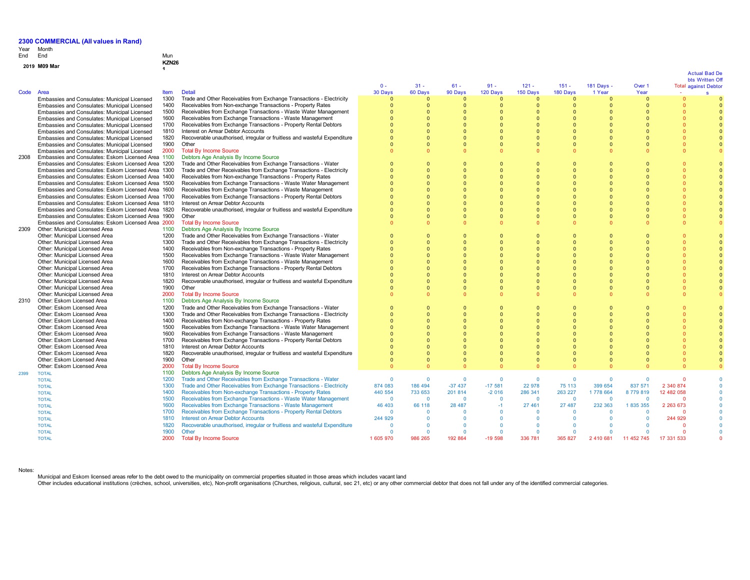## 2300 COMMERCIAL (All values in Rand)

| Year End | Month End | Mun |
|---|---|---|
| 2019 | M09 Mar | KZN261 |

| Code | Area | Item | Detail | 0 - 30 Days | 31 - 60 Days | 61 - 90 Days | 91 - 120 Days | 121 - 150 Days | 151 - 180 Days | 181 Days - 1 Year | Over 1 Year | Total | Actual Bad Debts Written Off against Debtors |
|---|---|---|---|---|---|---|---|---|---|---|---|---|---|
| | Embassies and Consulates: Municipal Licensed | 1300 | Trade and Other Receivables from Exchange Transactions - Electricity | 0 | 0 | 0 | 0 | 0 | 0 | 0 | 0 | 0 | 0 |
| | Embassies and Consulates: Municipal Licensed | 1400 | Receivables from Non-exchange Transactions - Property Rates | 0 | 0 | 0 | 0 | 0 | 0 | 0 | 0 | 0 | 0 |
| | Embassies and Consulates: Municipal Licensed | 1500 | Receivables from Exchange Transactions - Waste Water Management | 0 | 0 | 0 | 0 | 0 | 0 | 0 | 0 | 0 | 0 |
| | Embassies and Consulates: Municipal Licensed | 1600 | Receivables from Exchange Transactions - Waste Management | 0 | 0 | 0 | 0 | 0 | 0 | 0 | 0 | 0 | 0 |
| | Embassies and Consulates: Municipal Licensed | 1700 | Receivables from Exchange Transactions - Property Rental Debtors | 0 | 0 | 0 | 0 | 0 | 0 | 0 | 0 | 0 | 0 |
| | Embassies and Consulates: Municipal Licensed | 1810 | Interest on Arrear Debtor Accounts | 0 | 0 | 0 | 0 | 0 | 0 | 0 | 0 | 0 | 0 |
| | Embassies and Consulates: Municipal Licensed | 1820 | Recoverable unauthorised, irregular or fruitless and wasteful Expenditure | 0 | 0 | 0 | 0 | 0 | 0 | 0 | 0 | 0 | 0 |
| | Embassies and Consulates: Municipal Licensed | 1900 | Other | 0 | 0 | 0 | 0 | 0 | 0 | 0 | 0 | 0 | 0 |
| | Embassies and Consulates: Municipal Licensed | 2000 | Total By Income Source | 0 | 0 | 0 | 0 | 0 | 0 | 0 | 0 | 0 | 0 |
| 2308 | Embassies and Consulates: Eskom Licensed Area | 1100 | Debtors Age Analysis By Income Source | | | | | | | | | | |
| | Embassies and Consulates: Eskom Licensed Area | 1200 | Trade and Other Receivables from Exchange Transactions - Water | 0 | 0 | 0 | 0 | 0 | 0 | 0 | 0 | 0 | 0 |
| | Embassies and Consulates: Eskom Licensed Area | 1300 | Trade and Other Receivables from Exchange Transactions - Electricity | 0 | 0 | 0 | 0 | 0 | 0 | 0 | 0 | 0 | 0 |
| | Embassies and Consulates: Eskom Licensed Area | 1400 | Receivables from Non-exchange Transactions - Property Rates | 0 | 0 | 0 | 0 | 0 | 0 | 0 | 0 | 0 | 0 |
| | Embassies and Consulates: Eskom Licensed Area | 1500 | Receivables from Exchange Transactions - Waste Water Management | 0 | 0 | 0 | 0 | 0 | 0 | 0 | 0 | 0 | 0 |
| | Embassies and Consulates: Eskom Licensed Area | 1600 | Receivables from Exchange Transactions - Waste Management | 0 | 0 | 0 | 0 | 0 | 0 | 0 | 0 | 0 | 0 |
| | Embassies and Consulates: Eskom Licensed Area | 1700 | Receivables from Exchange Transactions - Property Rental Debtors | 0 | 0 | 0 | 0 | 0 | 0 | 0 | 0 | 0 | 0 |
| | Embassies and Consulates: Eskom Licensed Area | 1810 | Interest on Arrear Debtor Accounts | 0 | 0 | 0 | 0 | 0 | 0 | 0 | 0 | 0 | 0 |
| | Embassies and Consulates: Eskom Licensed Area | 1820 | Recoverable unauthorised, irregular or fruitless and wasteful Expenditure | 0 | 0 | 0 | 0 | 0 | 0 | 0 | 0 | 0 | 0 |
| | Embassies and Consulates: Eskom Licensed Area | 1900 | Other | 0 | 0 | 0 | 0 | 0 | 0 | 0 | 0 | 0 | 0 |
| | Embassies and Consulates: Eskom Licensed Area | 2000 | Total By Income Source | 0 | 0 | 0 | 0 | 0 | 0 | 0 | 0 | 0 | 0 |
| 2309 | Other: Municipal Licensed Area | 1100 | Debtors Age Analysis By Income Source | | | | | | | | | | |
| | Other: Municipal Licensed Area | 1200 | Trade and Other Receivables from Exchange Transactions - Water | 0 | 0 | 0 | 0 | 0 | 0 | 0 | 0 | 0 | 0 |
| | Other: Municipal Licensed Area | 1300 | Trade and Other Receivables from Exchange Transactions - Electricity | 0 | 0 | 0 | 0 | 0 | 0 | 0 | 0 | 0 | 0 |
| | Other: Municipal Licensed Area | 1400 | Receivables from Non-exchange Transactions - Property Rates | 0 | 0 | 0 | 0 | 0 | 0 | 0 | 0 | 0 | 0 |
| | Other: Municipal Licensed Area | 1500 | Receivables from Exchange Transactions - Waste Water Management | 0 | 0 | 0 | 0 | 0 | 0 | 0 | 0 | 0 | 0 |
| | Other: Municipal Licensed Area | 1600 | Receivables from Exchange Transactions - Waste Management | 0 | 0 | 0 | 0 | 0 | 0 | 0 | 0 | 0 | 0 |
| | Other: Municipal Licensed Area | 1700 | Receivables from Exchange Transactions - Property Rental Debtors | 0 | 0 | 0 | 0 | 0 | 0 | 0 | 0 | 0 | 0 |
| | Other: Municipal Licensed Area | 1810 | Interest on Arrear Debtor Accounts | 0 | 0 | 0 | 0 | 0 | 0 | 0 | 0 | 0 | 0 |
| | Other: Municipal Licensed Area | 1820 | Recoverable unauthorised, irregular or fruitless and wasteful Expenditure | 0 | 0 | 0 | 0 | 0 | 0 | 0 | 0 | 0 | 0 |
| | Other: Municipal Licensed Area | 1900 | Other | 0 | 0 | 0 | 0 | 0 | 0 | 0 | 0 | 0 | 0 |
| | Other: Municipal Licensed Area | 2000 | Total By Income Source | 0 | 0 | 0 | 0 | 0 | 0 | 0 | 0 | 0 | 0 |
| 2310 | Other: Eskom Licensed Area | 1100 | Debtors Age Analysis By Income Source | | | | | | | | | | |
| | Other: Eskom Licensed Area | 1200 | Trade and Other Receivables from Exchange Transactions - Water | 0 | 0 | 0 | 0 | 0 | 0 | 0 | 0 | 0 | 0 |
| | Other: Eskom Licensed Area | 1300 | Trade and Other Receivables from Exchange Transactions - Electricity | 0 | 0 | 0 | 0 | 0 | 0 | 0 | 0 | 0 | 0 |
| | Other: Eskom Licensed Area | 1400 | Receivables from Non-exchange Transactions - Property Rates | 0 | 0 | 0 | 0 | 0 | 0 | 0 | 0 | 0 | 0 |
| | Other: Eskom Licensed Area | 1500 | Receivables from Exchange Transactions - Waste Water Management | 0 | 0 | 0 | 0 | 0 | 0 | 0 | 0 | 0 | 0 |
| | Other: Eskom Licensed Area | 1600 | Receivables from Exchange Transactions - Waste Management | 0 | 0 | 0 | 0 | 0 | 0 | 0 | 0 | 0 | 0 |
| | Other: Eskom Licensed Area | 1700 | Receivables from Exchange Transactions - Property Rental Debtors | 0 | 0 | 0 | 0 | 0 | 0 | 0 | 0 | 0 | 0 |
| | Other: Eskom Licensed Area | 1810 | Interest on Arrear Debtor Accounts | 0 | 0 | 0 | 0 | 0 | 0 | 0 | 0 | 0 | 0 |
| | Other: Eskom Licensed Area | 1820 | Recoverable unauthorised, irregular or fruitless and wasteful Expenditure | 0 | 0 | 0 | 0 | 0 | 0 | 0 | 0 | 0 | 0 |
| | Other: Eskom Licensed Area | 1900 | Other | 0 | 0 | 0 | 0 | 0 | 0 | 0 | 0 | 0 | 0 |
| | Other: Eskom Licensed Area | 2000 | Total By Income Source | 0 | 0 | 0 | 0 | 0 | 0 | 0 | 0 | 0 | 0 |
| 2399 | TOTAL | 1100 | Debtors Age Analysis By Income Source | | | | | | | | | | |
| | TOTAL | 1200 | Trade and Other Receivables from Exchange Transactions - Water | 0 | 0 | 0 | 0 | 0 | 0 | 0 | 0 | 0 | 0 |
| | TOTAL | 1300 | Trade and Other Receivables from Exchange Transactions - Electricity | 874 083 | 186 494 | -37 437 | -17 581 | 22 978 | 75 113 | 399 654 | 837 571 | 2 340 874 | 0 |
| | TOTAL | 1400 | Receivables from Non-exchange Transactions - Property Rates | 440 554 | 733 653 | 201 814 | -2 016 | 286 341 | 263 227 | 1 778 664 | 8 779 819 | 12 482 058 | 0 |
| | TOTAL | 1500 | Receivables from Exchange Transactions - Waste Water Management | 0 | 0 | 0 | 0 | 0 | 0 | 0 | 0 | 0 | 0 |
| | TOTAL | 1600 | Receivables from Exchange Transactions - Waste Management | 46 403 | 66 118 | 28 487 | -1 | 27 461 | 27 487 | 232 363 | 1 835 355 | 2 263 673 | 0 |
| | TOTAL | 1700 | Receivables from Exchange Transactions - Property Rental Debtors | 0 | 0 | 0 | 0 | 0 | 0 | 0 | 0 | 0 | 0 |
| | TOTAL | 1810 | Interest on Arrear Debtor Accounts | 244 929 | 0 | 0 | 0 | 0 | 0 | 0 | 0 | 244 929 | 0 |
| | TOTAL | 1820 | Recoverable unauthorised, irregular or fruitless and wasteful Expenditure | 0 | 0 | 0 | 0 | 0 | 0 | 0 | 0 | 0 | 0 |
| | TOTAL | 1900 | Other | 0 | 0 | 0 | 0 | 0 | 0 | 0 | 0 | 0 | 0 |
| | TOTAL | 2000 | Total By Income Source | 1 605 970 | 986 265 | 192 864 | -19 598 | 336 781 | 365 827 | 2 410 681 | 11 452 745 | 17 331 533 | 0 |

Notes:

Municipal and Eskom licensed areas refer to the debt owed to the municipality on commercial properties situated in those areas which includes vacant land

Other includes educational institutions (crèches, school, universities, etc), Non-profit organisations (Churches, religious, cultural, sec 21, etc) or any other commercial debtor that does not fall under any of the identified commercial categories.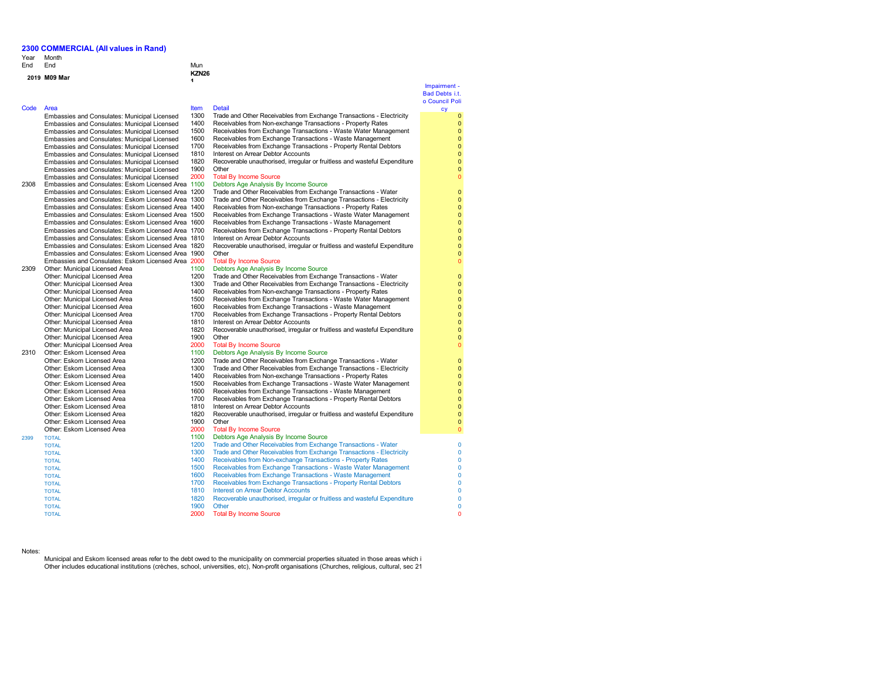## 2300 COMMERCIAL (All values in Rand)

| Year End | Month End | | Mun |
|---|---|---|---|
| 2019 | M09 Mar | | KZN261 |

| Code | Area | Item | Detail | Impairment - Bad Debts i.t.o Council Policy |
|---|---|---|---|---|
| | Embassies and Consulates: Municipal Licensed | 1300 | Trade and Other Receivables from Exchange Transactions - Electricity | 0 |
| | Embassies and Consulates: Municipal Licensed | 1400 | Receivables from Non-exchange Transactions - Property Rates | 0 |
| | Embassies and Consulates: Municipal Licensed | 1500 | Receivables from Exchange Transactions - Waste Water Management | 0 |
| | Embassies and Consulates: Municipal Licensed | 1600 | Receivables from Exchange Transactions - Waste Management | 0 |
| | Embassies and Consulates: Municipal Licensed | 1700 | Receivables from Exchange Transactions - Property Rental Debtors | 0 |
| | Embassies and Consulates: Municipal Licensed | 1810 | Interest on Arrear Debtor Accounts | 0 |
| | Embassies and Consulates: Municipal Licensed | 1820 | Recoverable unauthorised, irregular or fruitless and wasteful Expenditure | 0 |
| | Embassies and Consulates: Municipal Licensed | 1900 | Other | 0 |
| | Embassies and Consulates: Municipal Licensed | 2000 | Total By Income Source | 0 |
| 2308 | Embassies and Consulates: Eskom Licensed Area | 1100 | Debtors Age Analysis By Income Source | |
| | Embassies and Consulates: Eskom Licensed Area | 1200 | Trade and Other Receivables from Exchange Transactions - Water | 0 |
| | Embassies and Consulates: Eskom Licensed Area | 1300 | Trade and Other Receivables from Exchange Transactions - Electricity | 0 |
| | Embassies and Consulates: Eskom Licensed Area | 1400 | Receivables from Non-exchange Transactions - Property Rates | 0 |
| | Embassies and Consulates: Eskom Licensed Area | 1500 | Receivables from Exchange Transactions - Waste Water Management | 0 |
| | Embassies and Consulates: Eskom Licensed Area | 1600 | Receivables from Exchange Transactions - Waste Management | 0 |
| | Embassies and Consulates: Eskom Licensed Area | 1700 | Receivables from Exchange Transactions - Property Rental Debtors | 0 |
| | Embassies and Consulates: Eskom Licensed Area | 1810 | Interest on Arrear Debtor Accounts | 0 |
| | Embassies and Consulates: Eskom Licensed Area | 1820 | Recoverable unauthorised, irregular or fruitless and wasteful Expenditure | 0 |
| | Embassies and Consulates: Eskom Licensed Area | 1900 | Other | 0 |
| | Embassies and Consulates: Eskom Licensed Area | 2000 | Total By Income Source | 0 |
| 2309 | Other: Municipal Licensed Area | 1100 | Debtors Age Analysis By Income Source | |
| | Other: Municipal Licensed Area | 1200 | Trade and Other Receivables from Exchange Transactions - Water | 0 |
| | Other: Municipal Licensed Area | 1300 | Trade and Other Receivables from Exchange Transactions - Electricity | 0 |
| | Other: Municipal Licensed Area | 1400 | Receivables from Non-exchange Transactions - Property Rates | 0 |
| | Other: Municipal Licensed Area | 1500 | Receivables from Exchange Transactions - Waste Water Management | 0 |
| | Other: Municipal Licensed Area | 1600 | Receivables from Exchange Transactions - Waste Management | 0 |
| | Other: Municipal Licensed Area | 1700 | Receivables from Exchange Transactions - Property Rental Debtors | 0 |
| | Other: Municipal Licensed Area | 1810 | Interest on Arrear Debtor Accounts | 0 |
| | Other: Municipal Licensed Area | 1820 | Recoverable unauthorised, irregular or fruitless and wasteful Expenditure | 0 |
| | Other: Municipal Licensed Area | 1900 | Other | 0 |
| | Other: Municipal Licensed Area | 2000 | Total By Income Source | 0 |
| 2310 | Other: Eskom Licensed Area | 1100 | Debtors Age Analysis By Income Source | |
| | Other: Eskom Licensed Area | 1200 | Trade and Other Receivables from Exchange Transactions - Water | 0 |
| | Other: Eskom Licensed Area | 1300 | Trade and Other Receivables from Exchange Transactions - Electricity | 0 |
| | Other: Eskom Licensed Area | 1400 | Receivables from Non-exchange Transactions - Property Rates | 0 |
| | Other: Eskom Licensed Area | 1500 | Receivables from Exchange Transactions - Waste Water Management | 0 |
| | Other: Eskom Licensed Area | 1600 | Receivables from Exchange Transactions - Waste Management | 0 |
| | Other: Eskom Licensed Area | 1700 | Receivables from Exchange Transactions - Property Rental Debtors | 0 |
| | Other: Eskom Licensed Area | 1810 | Interest on Arrear Debtor Accounts | 0 |
| | Other: Eskom Licensed Area | 1820 | Recoverable unauthorised, irregular or fruitless and wasteful Expenditure | 0 |
| | Other: Eskom Licensed Area | 1900 | Other | 0 |
| | Other: Eskom Licensed Area | 2000 | Total By Income Source | 0 |
| 2399 | TOTAL | 1100 | Debtors Age Analysis By Income Source | |
| | TOTAL | 1200 | Trade and Other Receivables from Exchange Transactions - Water | 0 |
| | TOTAL | 1300 | Trade and Other Receivables from Exchange Transactions - Electricity | 0 |
| | TOTAL | 1400 | Receivables from Non-exchange Transactions - Property Rates | 0 |
| | TOTAL | 1500 | Receivables from Exchange Transactions - Waste Water Management | 0 |
| | TOTAL | 1600 | Receivables from Exchange Transactions - Waste Management | 0 |
| | TOTAL | 1700 | Receivables from Exchange Transactions - Property Rental Debtors | 0 |
| | TOTAL | 1810 | Interest on Arrear Debtor Accounts | 0 |
| | TOTAL | 1820 | Recoverable unauthorised, irregular or fruitless and wasteful Expenditure | 0 |
| | TOTAL | 1900 | Other | 0 |
| | TOTAL | 2000 | Total By Income Source | 0 |

Notes:

Municipal and Eskom licensed areas refer to the debt owed to the municipality on commercial properties situated in those areas which i
Other includes educational institutions (crèches, school, universities, etc), Non-profit organisations (Churches, religious, cultural, sec 21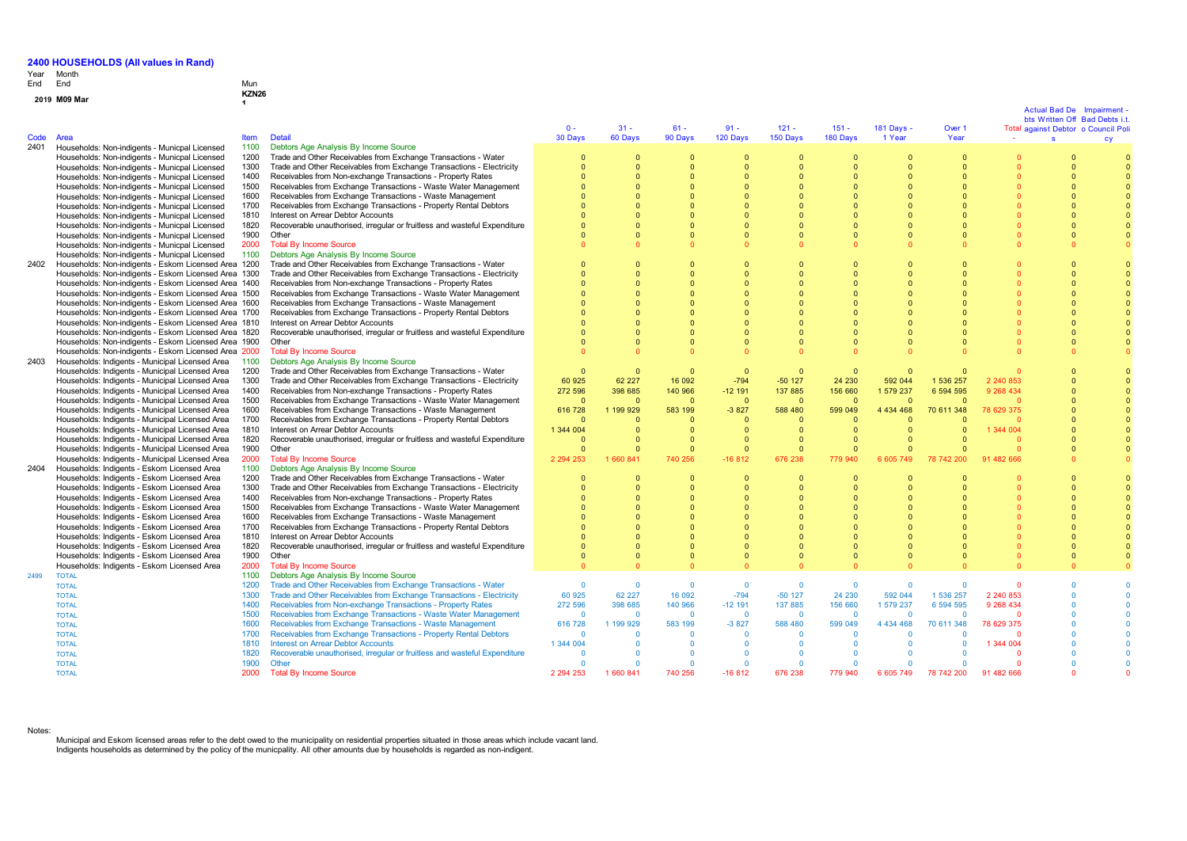## 2400 HOUSEHOLDS (All values in Rand)

Year End: 2019 | Month End: M09 Mar | Mun: KZN261

| Code | Area | Item | Detail | 0 - 30 Days | 31 - 60 Days | 61 - 90 Days | 91 - 120 Days | 121 - 150 Days | 151 - 180 Days | 181 Days - 1 Year | Over 1 Year | Total | Actual Bad Debts Written Off against Debtors | Impairment - Bad Debts i.t.o Council Policy |
|---|---|---|---|---|---|---|---|---|---|---|---|---|---|---|
| 2401 | Households: Non-indigents - Municpal Licensed | 1100 | Debtors Age Analysis By Income Source | | | | | | | | | | | |
| | Households: Non-indigents - Municpal Licensed | 1200 | Trade and Other Receivables from Exchange Transactions - Water | 0 | 0 | 0 | 0 | 0 | 0 | 0 | 0 | 0 | 0 | 0 |
| | Households: Non-indigents - Municpal Licensed | 1300 | Trade and Other Receivables from Exchange Transactions - Electricity | 0 | 0 | 0 | 0 | 0 | 0 | 0 | 0 | 0 | 0 | 0 |
| | Households: Non-indigents - Municpal Licensed | 1400 | Receivables from Non-exchange Transactions - Property Rates | 0 | 0 | 0 | 0 | 0 | 0 | 0 | 0 | 0 | 0 | 0 |
| | Households: Non-indigents - Municpal Licensed | 1500 | Receivables from Exchange Transactions - Waste Water Management | 0 | 0 | 0 | 0 | 0 | 0 | 0 | 0 | 0 | 0 | 0 |
| | Households: Non-indigents - Municpal Licensed | 1600 | Receivables from Exchange Transactions - Waste Management | 0 | 0 | 0 | 0 | 0 | 0 | 0 | 0 | 0 | 0 | 0 |
| | Households: Non-indigents - Municpal Licensed | 1700 | Receivables from Exchange Transactions - Property Rental Debtors | 0 | 0 | 0 | 0 | 0 | 0 | 0 | 0 | 0 | 0 | 0 |
| | Households: Non-indigents - Municpal Licensed | 1810 | Interest on Arrear Debtor Accounts | 0 | 0 | 0 | 0 | 0 | 0 | 0 | 0 | 0 | 0 | 0 |
| | Households: Non-indigents - Municpal Licensed | 1820 | Recoverable unauthorised, irregular or fruitless and wasteful Expenditure | 0 | 0 | 0 | 0 | 0 | 0 | 0 | 0 | 0 | 0 | 0 |
| | Households: Non-indigents - Municpal Licensed | 1900 | Other | 0 | 0 | 0 | 0 | 0 | 0 | 0 | 0 | 0 | 0 | 0 |
| | Households: Non-indigents - Municpal Licensed | 2000 | Total By Income Source | 0 | 0 | 0 | 0 | 0 | 0 | 0 | 0 | 0 | 0 | 0 |
| | Households: Non-indigents - Municpal Licensed | 1100 | Debtors Age Analysis By Income Source | | | | | | | | | | | |
| 2402 | Households: Non-indigents - Eskom Licensed Area | 1200 | Trade and Other Receivables from Exchange Transactions - Water | 0 | 0 | 0 | 0 | 0 | 0 | 0 | 0 | 0 | 0 | 0 |
| | Households: Non-indigents - Eskom Licensed Area | 1300 | Trade and Other Receivables from Exchange Transactions - Electricity | 0 | 0 | 0 | 0 | 0 | 0 | 0 | 0 | 0 | 0 | 0 |
| | Households: Non-indigents - Eskom Licensed Area | 1400 | Receivables from Non-exchange Transactions - Property Rates | 0 | 0 | 0 | 0 | 0 | 0 | 0 | 0 | 0 | 0 | 0 |
| | Households: Non-indigents - Eskom Licensed Area | 1500 | Receivables from Exchange Transactions - Waste Water Management | 0 | 0 | 0 | 0 | 0 | 0 | 0 | 0 | 0 | 0 | 0 |
| | Households: Non-indigents - Eskom Licensed Area | 1600 | Receivables from Exchange Transactions - Waste Management | 0 | 0 | 0 | 0 | 0 | 0 | 0 | 0 | 0 | 0 | 0 |
| | Households: Non-indigents - Eskom Licensed Area | 1700 | Receivables from Exchange Transactions - Property Rental Debtors | 0 | 0 | 0 | 0 | 0 | 0 | 0 | 0 | 0 | 0 | 0 |
| | Households: Non-indigents - Eskom Licensed Area | 1810 | Interest on Arrear Debtor Accounts | 0 | 0 | 0 | 0 | 0 | 0 | 0 | 0 | 0 | 0 | 0 |
| | Households: Non-indigents - Eskom Licensed Area | 1820 | Recoverable unauthorised, irregular or fruitless and wasteful Expenditure | 0 | 0 | 0 | 0 | 0 | 0 | 0 | 0 | 0 | 0 | 0 |
| | Households: Non-indigents - Eskom Licensed Area | 1900 | Other | 0 | 0 | 0 | 0 | 0 | 0 | 0 | 0 | 0 | 0 | 0 |
| | Households: Non-indigents - Eskom Licensed Area | 2000 | Total By Income Source | 0 | 0 | 0 | 0 | 0 | 0 | 0 | 0 | 0 | 0 | 0 |
| 2403 | Households: Indigents - Municipal Licensed Area | 1100 | Debtors Age Analysis By Income Source | | | | | | | | | | | |
| | Households: Indigents - Municipal Licensed Area | 1200 | Trade and Other Receivables from Exchange Transactions - Water | 0 | 0 | 0 | 0 | 0 | 0 | 0 | 0 | 0 | 0 | 0 |
| | Households: Indigents - Municipal Licensed Area | 1300 | Trade and Other Receivables from Exchange Transactions - Electricity | 60 925 | 62 227 | 16 092 | -794 | -50 127 | 24 230 | 592 044 | 1 536 257 | 2 240 853 | 0 | 0 |
| | Households: Indigents - Municipal Licensed Area | 1400 | Receivables from Non-exchange Transactions - Property Rates | 272 596 | 398 685 | 140 966 | -12 191 | 137 885 | 156 660 | 1 579 237 | 6 594 595 | 9 268 434 | 0 | 0 |
| | Households: Indigents - Municipal Licensed Area | 1500 | Receivables from Exchange Transactions - Waste Water Management | 0 | 0 | 0 | 0 | 0 | 0 | 0 | 0 | 0 | 0 | 0 |
| | Households: Indigents - Municipal Licensed Area | 1600 | Receivables from Exchange Transactions - Waste Management | 616 728 | 1 199 929 | 583 199 | -3 827 | 588 480 | 599 049 | 4 434 468 | 70 611 348 | 78 629 375 | 0 | 0 |
| | Households: Indigents - Municipal Licensed Area | 1700 | Receivables from Exchange Transactions - Property Rental Debtors | 0 | 0 | 0 | 0 | 0 | 0 | 0 | 0 | 0 | 0 | 0 |
| | Households: Indigents - Municipal Licensed Area | 1810 | Interest on Arrear Debtor Accounts | 1 344 004 | 0 | 0 | 0 | 0 | 0 | 0 | 0 | 1 344 004 | 0 | 0 |
| | Households: Indigents - Municipal Licensed Area | 1820 | Recoverable unauthorised, irregular or fruitless and wasteful Expenditure | 0 | 0 | 0 | 0 | 0 | 0 | 0 | 0 | 0 | 0 | 0 |
| | Households: Indigents - Municipal Licensed Area | 1900 | Other | 0 | 0 | 0 | 0 | 0 | 0 | 0 | 0 | 0 | 0 | 0 |
| | Households: Indigents - Municipal Licensed Area | 2000 | Total By Income Source | 2 294 253 | 1 660 841 | 740 256 | -16 812 | 676 238 | 779 940 | 6 605 749 | 78 742 200 | 91 482 666 | 0 | 0 |
| 2404 | Households: Indigents - Eskom Licensed Area | 1100 | Debtors Age Analysis By Income Source | | | | | | | | | | | |
| | Households: Indigents - Eskom Licensed Area | 1200 | Trade and Other Receivables from Exchange Transactions - Water | 0 | 0 | 0 | 0 | 0 | 0 | 0 | 0 | 0 | 0 | 0 |
| | Households: Indigents - Eskom Licensed Area | 1300 | Trade and Other Receivables from Exchange Transactions - Electricity | 0 | 0 | 0 | 0 | 0 | 0 | 0 | 0 | 0 | 0 | 0 |
| | Households: Indigents - Eskom Licensed Area | 1400 | Receivables from Non-exchange Transactions - Property Rates | 0 | 0 | 0 | 0 | 0 | 0 | 0 | 0 | 0 | 0 | 0 |
| | Households: Indigents - Eskom Licensed Area | 1500 | Receivables from Exchange Transactions - Waste Water Management | 0 | 0 | 0 | 0 | 0 | 0 | 0 | 0 | 0 | 0 | 0 |
| | Households: Indigents - Eskom Licensed Area | 1600 | Receivables from Exchange Transactions - Waste Management | 0 | 0 | 0 | 0 | 0 | 0 | 0 | 0 | 0 | 0 | 0 |
| | Households: Indigents - Eskom Licensed Area | 1700 | Receivables from Exchange Transactions - Property Rental Debtors | 0 | 0 | 0 | 0 | 0 | 0 | 0 | 0 | 0 | 0 | 0 |
| | Households: Indigents - Eskom Licensed Area | 1810 | Interest on Arrear Debtor Accounts | 0 | 0 | 0 | 0 | 0 | 0 | 0 | 0 | 0 | 0 | 0 |
| | Households: Indigents - Eskom Licensed Area | 1820 | Recoverable unauthorised, irregular or fruitless and wasteful Expenditure | 0 | 0 | 0 | 0 | 0 | 0 | 0 | 0 | 0 | 0 | 0 |
| | Households: Indigents - Eskom Licensed Area | 1900 | Other | 0 | 0 | 0 | 0 | 0 | 0 | 0 | 0 | 0 | 0 | 0 |
| | Households: Indigents - Eskom Licensed Area | 2000 | Total By Income Source | 0 | 0 | 0 | 0 | 0 | 0 | 0 | 0 | 0 | 0 | 0 |
| 2499 | TOTAL | 1100 | Debtors Age Analysis By Income Source | | | | | | | | | | | |
| | TOTAL | 1200 | Trade and Other Receivables from Exchange Transactions - Water | 0 | 0 | 0 | 0 | 0 | 0 | 0 | 0 | 0 | 0 | 0 |
| | TOTAL | 1300 | Trade and Other Receivables from Exchange Transactions - Electricity | 60 925 | 62 227 | 16 092 | -794 | -50 127 | 24 230 | 592 044 | 1 536 257 | 2 240 853 | 0 | 0 |
| | TOTAL | 1400 | Receivables from Non-exchange Transactions - Property Rates | 272 596 | 398 685 | 140 966 | -12 191 | 137 885 | 156 660 | 1 579 237 | 6 594 595 | 9 268 434 | 0 | 0 |
| | TOTAL | 1500 | Receivables from Exchange Transactions - Waste Water Management | 0 | 0 | 0 | 0 | 0 | 0 | 0 | 0 | 0 | 0 | 0 |
| | TOTAL | 1600 | Receivables from Exchange Transactions - Waste Management | 616 728 | 1 199 929 | 583 199 | -3 827 | 588 480 | 599 049 | 4 434 468 | 70 611 348 | 78 629 375 | 0 | 0 |
| | TOTAL | 1700 | Receivables from Exchange Transactions - Property Rental Debtors | 0 | 0 | 0 | 0 | 0 | 0 | 0 | 0 | 0 | 0 | 0 |
| | TOTAL | 1810 | Interest on Arrear Debtor Accounts | 1 344 004 | 0 | 0 | 0 | 0 | 0 | 0 | 0 | 1 344 004 | 0 | 0 |
| | TOTAL | 1820 | Recoverable unauthorised, irregular or fruitless and wasteful Expenditure | 0 | 0 | 0 | 0 | 0 | 0 | 0 | 0 | 0 | 0 | 0 |
| | TOTAL | 1900 | Other | 0 | 0 | 0 | 0 | 0 | 0 | 0 | 0 | 0 | 0 | 0 |
| | TOTAL | 2000 | Total By Income Source | 2 294 253 | 1 660 841 | 740 256 | -16 812 | 676 238 | 779 940 | 6 605 749 | 78 742 200 | 91 482 666 | 0 | 0 |

Notes:

Municipal and Eskom licensed areas refer to the debt owed to the municipality on residential properties situated in those areas which include vacant land.
Indigents households as determined by the policy of the municpality. All other amounts due by households is regarded as non-indigent.